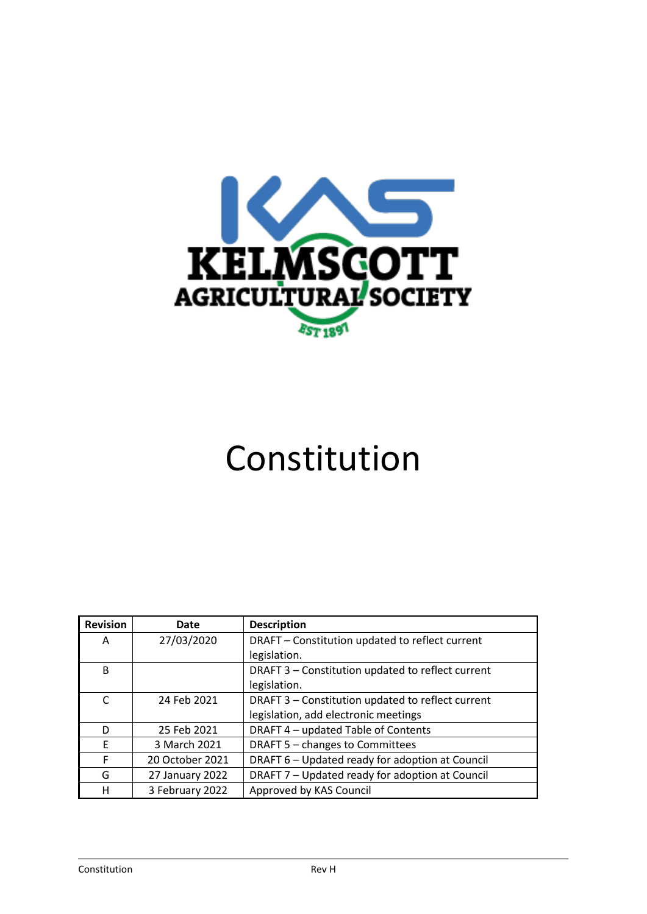KELMSCOTT AGRICULTURAL SOCIETY

EST 1897

# Constitution

| Revision | Date | Description |
| --- | --- | --- |
| A | 27/03/2020 | DRAFT – Constitution updated to reflect current legislation. |
| B | | DRAFT 3 – Constitution updated to reflect current legislation. |
| C | 24 Feb 2021 | DRAFT 3 – Constitution updated to reflect current legislation, add electronic meetings |
| D | 25 Feb 2021 | DRAFT 4 – updated Table of Contents |
| E | 3 March 2021 | DRAFT 5 – changes to Committees |
| F | 20 October 2021 | DRAFT 6 – Updated ready for adoption at Council |
| G | 27 January 2022 | DRAFT 7 – Updated ready for adoption at Council |
| H | 3 February 2022 | Approved by KAS Council |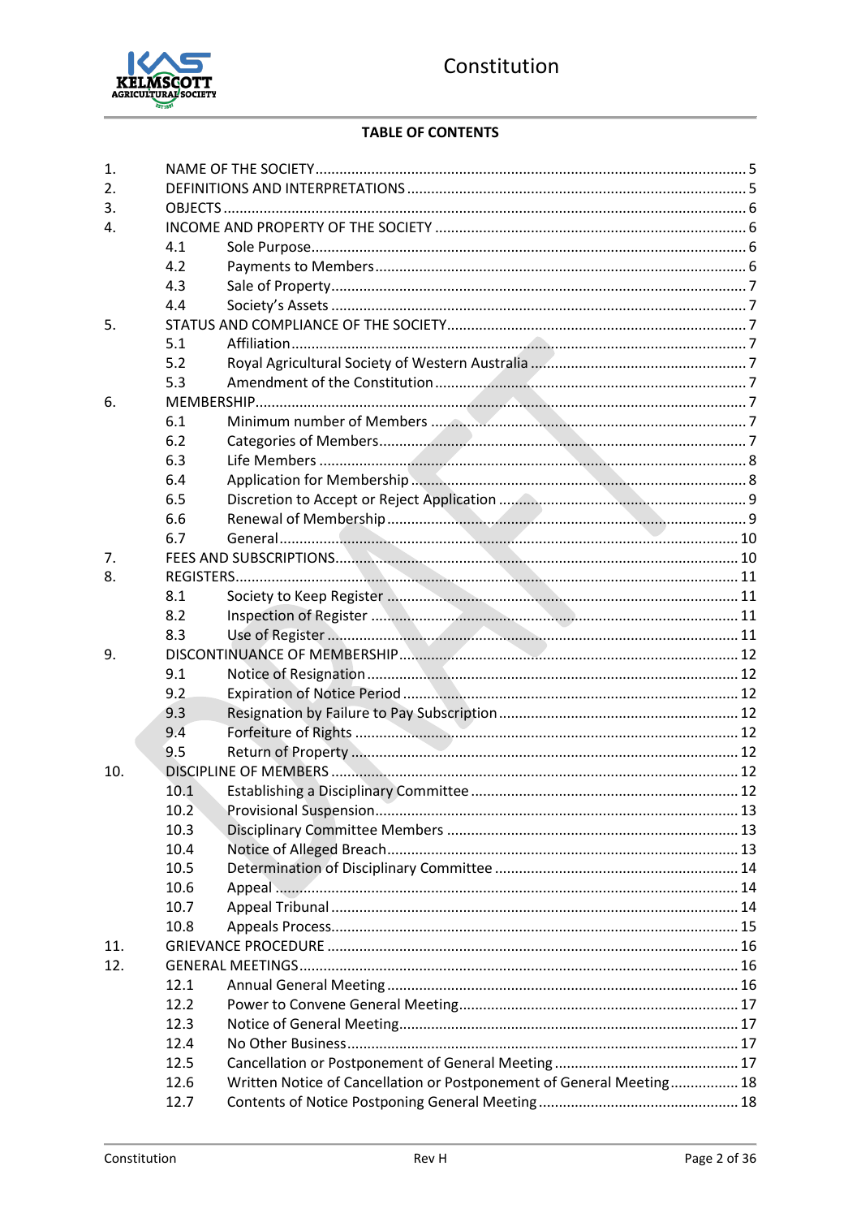**TABLE OF CONTENTS**

| | | | |
|---|---|---|---|
| 1. | NAME OF THE SOCIETY | | 5 |
| 2. | DEFINITIONS AND INTERPRETATIONS | | 5 |
| 3. | OBJECTS | | 6 |
| 4. | INCOME AND PROPERTY OF THE SOCIETY | | 6 |
| | 4.1 | Sole Purpose | 6 |
| | 4.2 | Payments to Members | 6 |
| | 4.3 | Sale of Property | 7 |
| | 4.4 | Society's Assets | 7 |
| 5. | STATUS AND COMPLIANCE OF THE SOCIETY | | 7 |
| | 5.1 | Affiliation | 7 |
| | 5.2 | Royal Agricultural Society of Western Australia | 7 |
| | 5.3 | Amendment of the Constitution | 7 |
| 6. | MEMBERSHIP | | 7 |
| | 6.1 | Minimum number of Members | 7 |
| | 6.2 | Categories of Members | 7 |
| | 6.3 | Life Members | 8 |
| | 6.4 | Application for Membership | 8 |
| | 6.5 | Discretion to Accept or Reject Application | 9 |
| | 6.6 | Renewal of Membership | 9 |
| | 6.7 | General | 10 |
| 7. | FEES AND SUBSCRIPTIONS | | 10 |
| 8. | REGISTERS | | 11 |
| | 8.1 | Society to Keep Register | 11 |
| | 8.2 | Inspection of Register | 11 |
| | 8.3 | Use of Register | 11 |
| 9. | DISCONTINUANCE OF MEMBERSHIP | | 12 |
| | 9.1 | Notice of Resignation | 12 |
| | 9.2 | Expiration of Notice Period | 12 |
| | 9.3 | Resignation by Failure to Pay Subscription | 12 |
| | 9.4 | Forfeiture of Rights | 12 |
| | 9.5 | Return of Property | 12 |
| 10. | DISCIPLINE OF MEMBERS | | 12 |
| | 10.1 | Establishing a Disciplinary Committee | 12 |
| | 10.2 | Provisional Suspension | 13 |
| | 10.3 | Disciplinary Committee Members | 13 |
| | 10.4 | Notice of Alleged Breach | 13 |
| | 10.5 | Determination of Disciplinary Committee | 14 |
| | 10.6 | Appeal | 14 |
| | 10.7 | Appeal Tribunal | 14 |
| | 10.8 | Appeals Process | 15 |
| 11. | GRIEVANCE PROCEDURE | | 16 |
| 12. | GENERAL MEETINGS | | 16 |
| | 12.1 | Annual General Meeting | 16 |
| | 12.2 | Power to Convene General Meeting | 17 |
| | 12.3 | Notice of General Meeting | 17 |
| | 12.4 | No Other Business | 17 |
| | 12.5 | Cancellation or Postponement of General Meeting | 17 |
| | 12.6 | Written Notice of Cancellation or Postponement of General Meeting | 18 |
| | 12.7 | Contents of Notice Postponing General Meeting | 18 |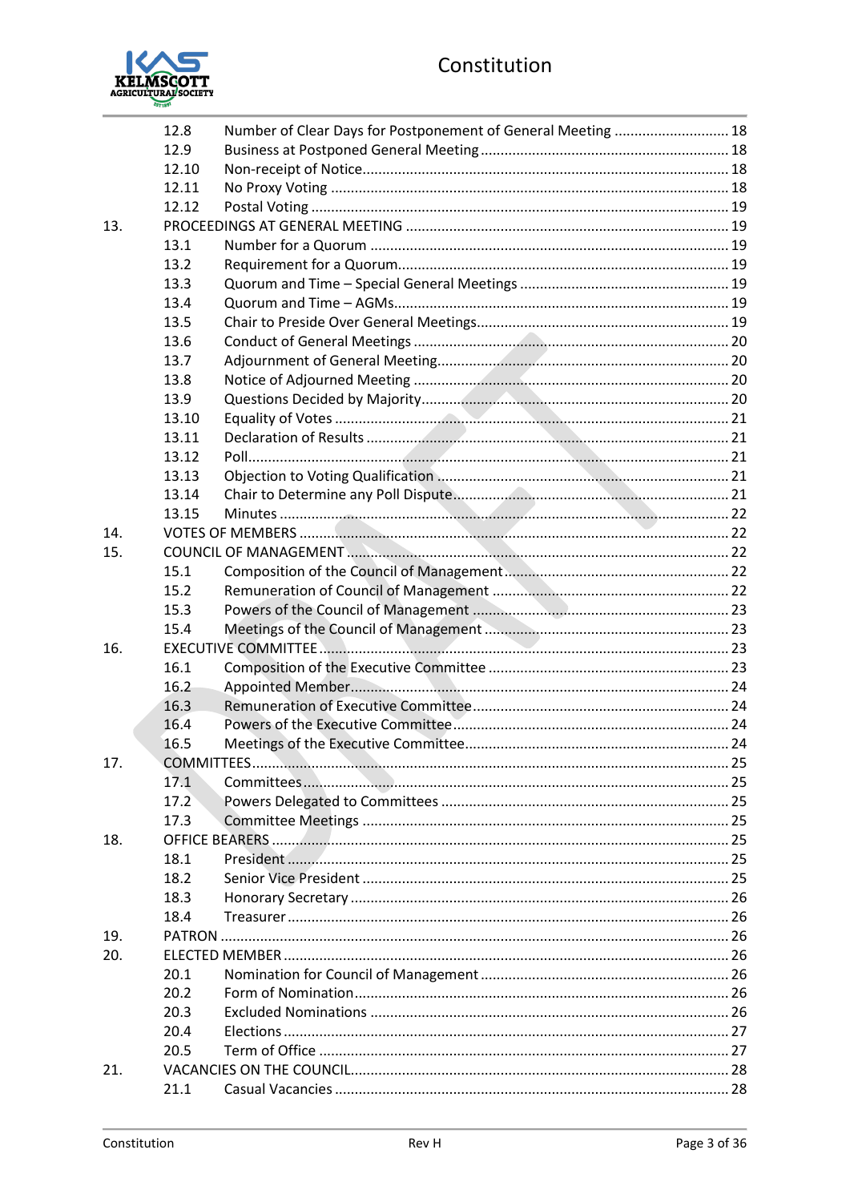| | | | |
|---|---|---|---|
| | 12.8 | Number of Clear Days for Postponement of General Meeting | 18 |
| | 12.9 | Business at Postponed General Meeting | 18 |
| | 12.10 | Non-receipt of Notice | 18 |
| | 12.11 | No Proxy Voting | 18 |
| | 12.12 | Postal Voting | 19 |
| 13. | PROCEEDINGS AT GENERAL MEETING | | 19 |
| | 13.1 | Number for a Quorum | 19 |
| | 13.2 | Requirement for a Quorum | 19 |
| | 13.3 | Quorum and Time – Special General Meetings | 19 |
| | 13.4 | Quorum and Time – AGMs | 19 |
| | 13.5 | Chair to Preside Over General Meetings | 19 |
| | 13.6 | Conduct of General Meetings | 20 |
| | 13.7 | Adjournment of General Meeting | 20 |
| | 13.8 | Notice of Adjourned Meeting | 20 |
| | 13.9 | Questions Decided by Majority | 20 |
| | 13.10 | Equality of Votes | 21 |
| | 13.11 | Declaration of Results | 21 |
| | 13.12 | Poll | 21 |
| | 13.13 | Objection to Voting Qualification | 21 |
| | 13.14 | Chair to Determine any Poll Dispute | 21 |
| | 13.15 | Minutes | 22 |
| 14. | VOTES OF MEMBERS | | 22 |
| 15. | COUNCIL OF MANAGEMENT | | 22 |
| | 15.1 | Composition of the Council of Management | 22 |
| | 15.2 | Remuneration of Council of Management | 22 |
| | 15.3 | Powers of the Council of Management | 23 |
| | 15.4 | Meetings of the Council of Management | 23 |
| 16. | EXECUTIVE COMMITTEE | | 23 |
| | 16.1 | Composition of the Executive Committee | 23 |
| | 16.2 | Appointed Member | 24 |
| | 16.3 | Remuneration of Executive Committee | 24 |
| | 16.4 | Powers of the Executive Committee | 24 |
| | 16.5 | Meetings of the Executive Committee | 24 |
| 17. | COMMITTEES | | 25 |
| | 17.1 | Committees | 25 |
| | 17.2 | Powers Delegated to Committees | 25 |
| | 17.3 | Committee Meetings | 25 |
| 18. | OFFICE BEARERS | | 25 |
| | 18.1 | President | 25 |
| | 18.2 | Senior Vice President | 25 |
| | 18.3 | Honorary Secretary | 26 |
| | 18.4 | Treasurer | 26 |
| 19. | PATRON | | 26 |
| 20. | ELECTED MEMBER | | 26 |
| | 20.1 | Nomination for Council of Management | 26 |
| | 20.2 | Form of Nomination | 26 |
| | 20.3 | Excluded Nominations | 26 |
| | 20.4 | Elections | 27 |
| | 20.5 | Term of Office | 27 |
| 21. | VACANCIES ON THE COUNCIL | | 28 |
| | 21.1 | Casual Vacancies | 28 |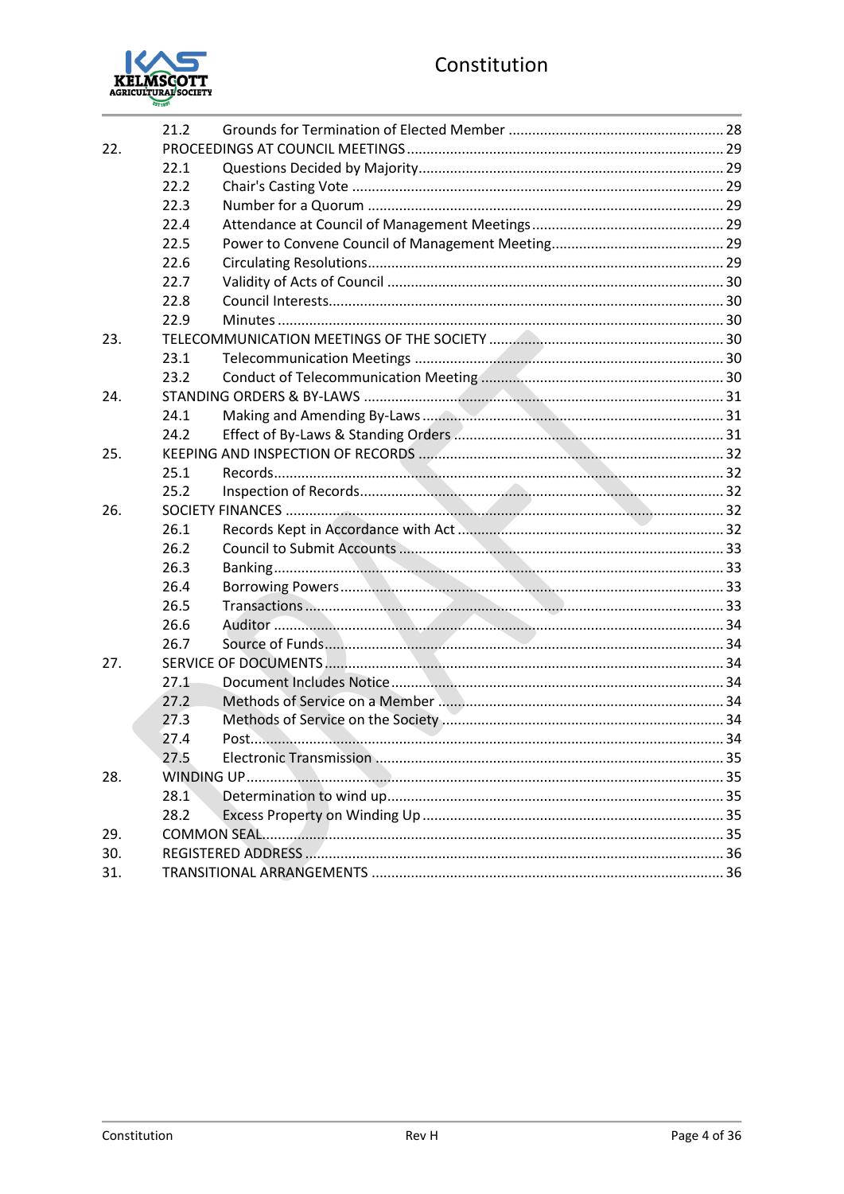| | | | |
|---|---|---|---|
| | 21.2 | Grounds for Termination of Elected Member | 28 |
| 22. | PROCEEDINGS AT COUNCIL MEETINGS | | 29 |
| | 22.1 | Questions Decided by Majority | 29 |
| | 22.2 | Chair's Casting Vote | 29 |
| | 22.3 | Number for a Quorum | 29 |
| | 22.4 | Attendance at Council of Management Meetings | 29 |
| | 22.5 | Power to Convene Council of Management Meeting | 29 |
| | 22.6 | Circulating Resolutions | 29 |
| | 22.7 | Validity of Acts of Council | 30 |
| | 22.8 | Council Interests | 30 |
| | 22.9 | Minutes | 30 |
| 23. | TELECOMMUNICATION MEETINGS OF THE SOCIETY | | 30 |
| | 23.1 | Telecommunication Meetings | 30 |
| | 23.2 | Conduct of Telecommunication Meeting | 30 |
| 24. | STANDING ORDERS & BY-LAWS | | 31 |
| | 24.1 | Making and Amending By-Laws | 31 |
| | 24.2 | Effect of By-Laws & Standing Orders | 31 |
| 25. | KEEPING AND INSPECTION OF RECORDS | | 32 |
| | 25.1 | Records | 32 |
| | 25.2 | Inspection of Records | 32 |
| 26. | SOCIETY FINANCES | | 32 |
| | 26.1 | Records Kept in Accordance with Act | 32 |
| | 26.2 | Council to Submit Accounts | 33 |
| | 26.3 | Banking | 33 |
| | 26.4 | Borrowing Powers | 33 |
| | 26.5 | Transactions | 33 |
| | 26.6 | Auditor | 34 |
| | 26.7 | Source of Funds | 34 |
| 27. | SERVICE OF DOCUMENTS | | 34 |
| | 27.1 | Document Includes Notice | 34 |
| | 27.2 | Methods of Service on a Member | 34 |
| | 27.3 | Methods of Service on the Society | 34 |
| | 27.4 | Post | 34 |
| | 27.5 | Electronic Transmission | 35 |
| 28. | WINDING UP | | 35 |
| | 28.1 | Determination to wind up | 35 |
| | 28.2 | Excess Property on Winding Up | 35 |
| 29. | COMMON SEAL | | 35 |
| 30. | REGISTERED ADDRESS | | 36 |
| 31. | TRANSITIONAL ARRANGEMENTS | | 36 |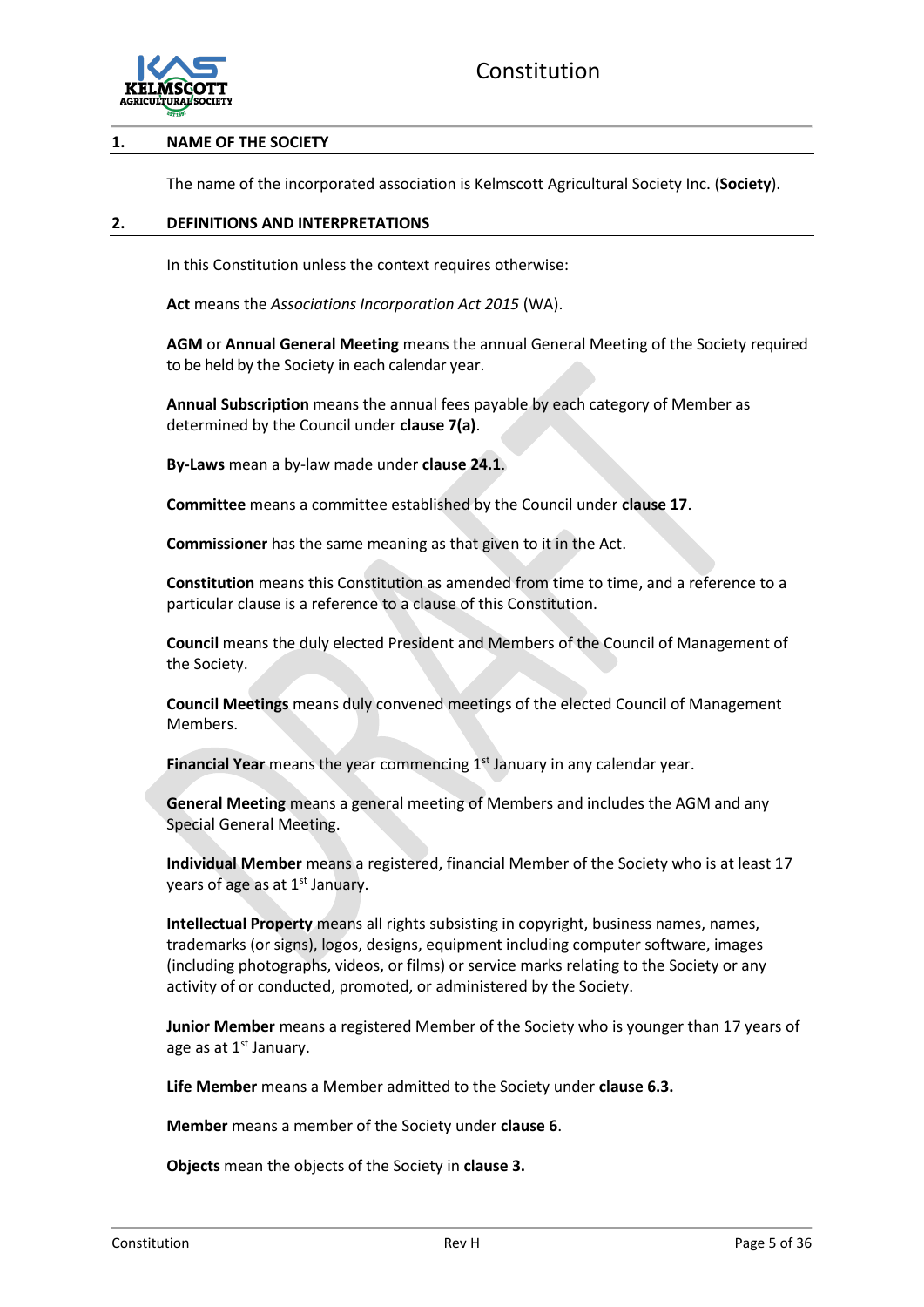## 1. NAME OF THE SOCIETY

The name of the incorporated association is Kelmscott Agricultural Society Inc. (**Society**).

## 2. DEFINITIONS AND INTERPRETATIONS

In this Constitution unless the context requires otherwise:

**Act** means the *Associations Incorporation Act 2015* (WA).

**AGM** or **Annual General Meeting** means the annual General Meeting of the Society required to be held by the Society in each calendar year.

**Annual Subscription** means the annual fees payable by each category of Member as determined by the Council under **clause 7(a)**.

**By-Laws** mean a by-law made under **clause 24.1**.

**Committee** means a committee established by the Council under **clause 17**.

**Commissioner** has the same meaning as that given to it in the Act.

**Constitution** means this Constitution as amended from time to time, and a reference to a particular clause is a reference to a clause of this Constitution.

**Council** means the duly elected President and Members of the Council of Management of the Society.

**Council Meetings** means duly convened meetings of the elected Council of Management Members.

**Financial Year** means the year commencing 1st January in any calendar year.

**General Meeting** means a general meeting of Members and includes the AGM and any Special General Meeting.

**Individual Member** means a registered, financial Member of the Society who is at least 17 years of age as at 1st January.

**Intellectual Property** means all rights subsisting in copyright, business names, names, trademarks (or signs), logos, designs, equipment including computer software, images (including photographs, videos, or films) or service marks relating to the Society or any activity of or conducted, promoted, or administered by the Society.

**Junior Member** means a registered Member of the Society who is younger than 17 years of age as at 1st January.

**Life Member** means a Member admitted to the Society under **clause 6.3.**

**Member** means a member of the Society under **clause 6**.

**Objects** mean the objects of the Society in **clause 3.**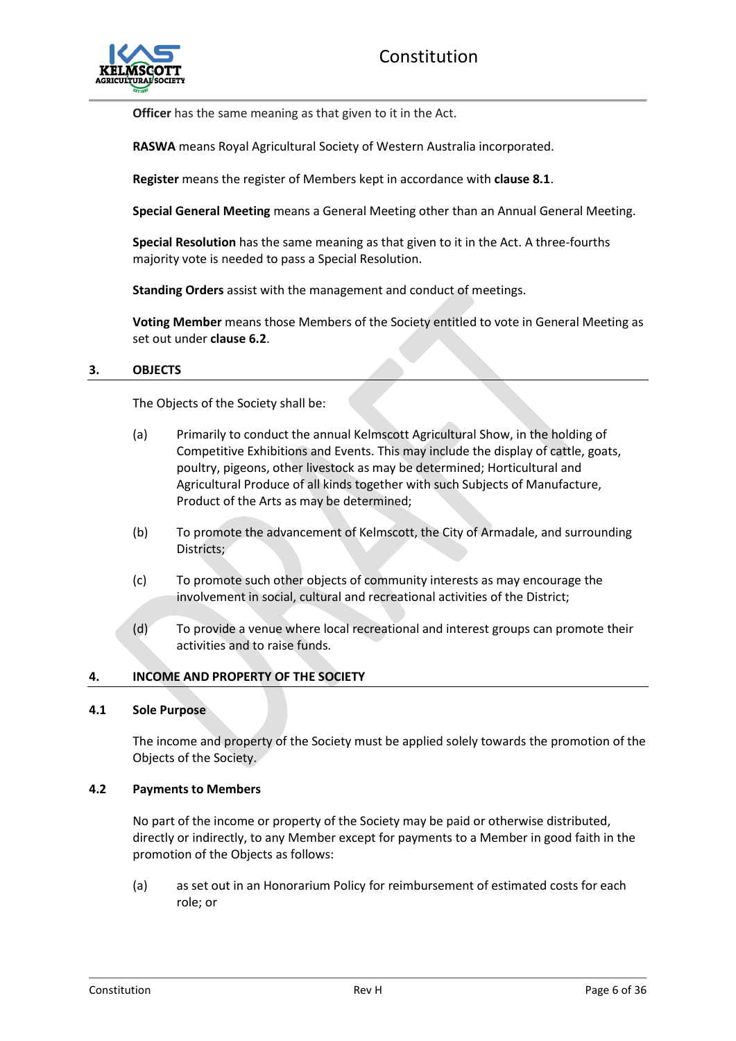**Officer** has the same meaning as that given to it in the Act.

**RASWA** means Royal Agricultural Society of Western Australia incorporated.

**Register** means the register of Members kept in accordance with **clause 8.1**.

**Special General Meeting** means a General Meeting other than an Annual General Meeting.

**Special Resolution** has the same meaning as that given to it in the Act. A three-fourths majority vote is needed to pass a Special Resolution.

**Standing Orders** assist with the management and conduct of meetings.

**Voting Member** means those Members of the Society entitled to vote in General Meeting as set out under **clause 6.2**.

## 3. OBJECTS

The Objects of the Society shall be:

(a) Primarily to conduct the annual Kelmscott Agricultural Show, in the holding of Competitive Exhibitions and Events. This may include the display of cattle, goats, poultry, pigeons, other livestock as may be determined; Horticultural and Agricultural Produce of all kinds together with such Subjects of Manufacture, Product of the Arts as may be determined;

(b) To promote the advancement of Kelmscott, the City of Armadale, and surrounding Districts;

(c) To promote such other objects of community interests as may encourage the involvement in social, cultural and recreational activities of the District;

(d) To provide a venue where local recreational and interest groups can promote their activities and to raise funds.

## 4. INCOME AND PROPERTY OF THE SOCIETY

### 4.1 Sole Purpose

The income and property of the Society must be applied solely towards the promotion of the Objects of the Society.

### 4.2 Payments to Members

No part of the income or property of the Society may be paid or otherwise distributed, directly or indirectly, to any Member except for payments to a Member in good faith in the promotion of the Objects as follows:

(a) as set out in an Honorarium Policy for reimbursement of estimated costs for each role; or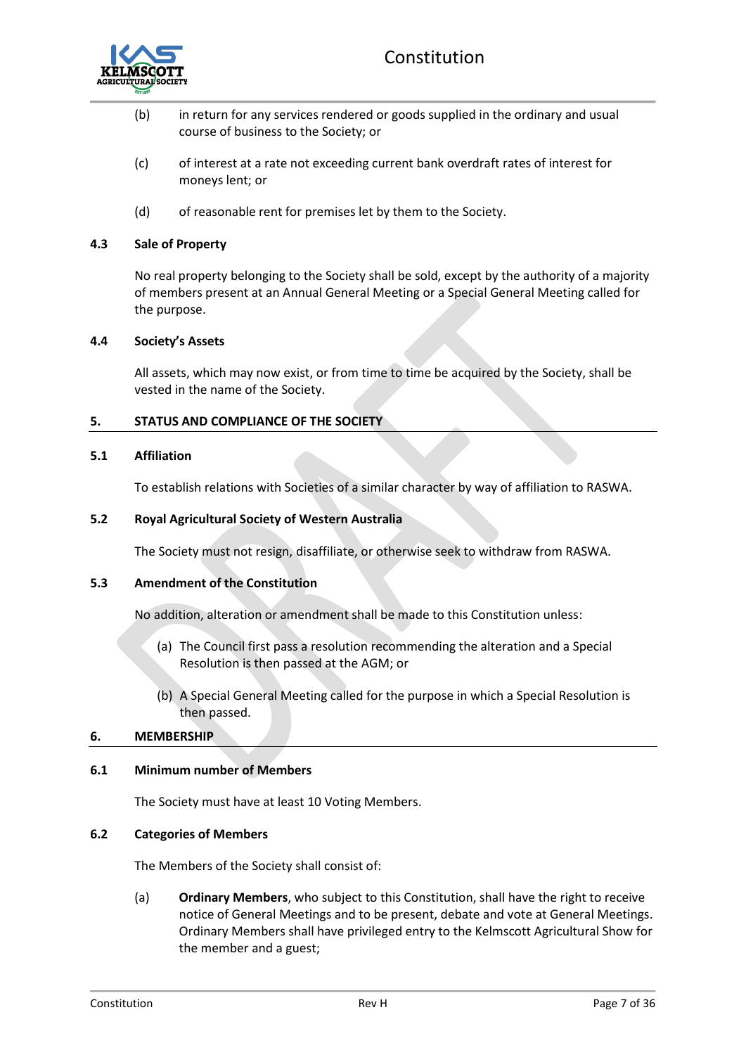(b) in return for any services rendered or goods supplied in the ordinary and usual course of business to the Society; or

(c) of interest at a rate not exceeding current bank overdraft rates of interest for moneys lent; or

(d) of reasonable rent for premises let by them to the Society.

### 4.3 Sale of Property

No real property belonging to the Society shall be sold, except by the authority of a majority of members present at an Annual General Meeting or a Special General Meeting called for the purpose.

### 4.4 Society's Assets

All assets, which may now exist, or from time to time be acquired by the Society, shall be vested in the name of the Society.

## 5. STATUS AND COMPLIANCE OF THE SOCIETY

### 5.1 Affiliation

To establish relations with Societies of a similar character by way of affiliation to RASWA.

### 5.2 Royal Agricultural Society of Western Australia

The Society must not resign, disaffiliate, or otherwise seek to withdraw from RASWA.

### 5.3 Amendment of the Constitution

No addition, alteration or amendment shall be made to this Constitution unless:

(a) The Council first pass a resolution recommending the alteration and a Special Resolution is then passed at the AGM; or

(b) A Special General Meeting called for the purpose in which a Special Resolution is then passed.

## 6. MEMBERSHIP

### 6.1 Minimum number of Members

The Society must have at least 10 Voting Members.

### 6.2 Categories of Members

The Members of the Society shall consist of:

(a) **Ordinary Members**, who subject to this Constitution, shall have the right to receive notice of General Meetings and to be present, debate and vote at General Meetings. Ordinary Members shall have privileged entry to the Kelmscott Agricultural Show for the member and a guest;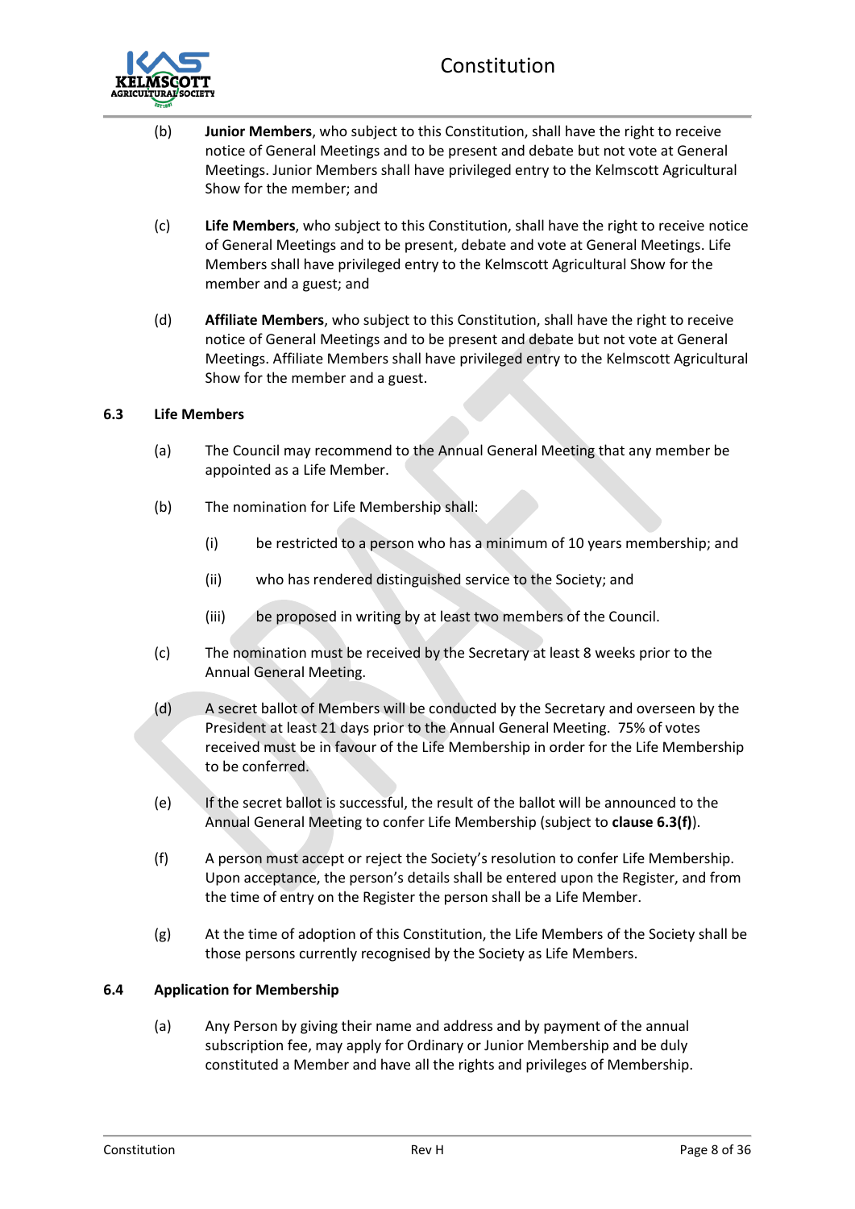(b) **Junior Members**, who subject to this Constitution, shall have the right to receive notice of General Meetings and to be present and debate but not vote at General Meetings. Junior Members shall have privileged entry to the Kelmscott Agricultural Show for the member; and

(c) **Life Members**, who subject to this Constitution, shall have the right to receive notice of General Meetings and to be present, debate and vote at General Meetings. Life Members shall have privileged entry to the Kelmscott Agricultural Show for the member and a guest; and

(d) **Affiliate Members**, who subject to this Constitution, shall have the right to receive notice of General Meetings and to be present and debate but not vote at General Meetings. Affiliate Members shall have privileged entry to the Kelmscott Agricultural Show for the member and a guest.

### 6.3 Life Members

(a) The Council may recommend to the Annual General Meeting that any member be appointed as a Life Member.

(b) The nomination for Life Membership shall:

  (i) be restricted to a person who has a minimum of 10 years membership; and

  (ii) who has rendered distinguished service to the Society; and

  (iii) be proposed in writing by at least two members of the Council.

(c) The nomination must be received by the Secretary at least 8 weeks prior to the Annual General Meeting.

(d) A secret ballot of Members will be conducted by the Secretary and overseen by the President at least 21 days prior to the Annual General Meeting. 75% of votes received must be in favour of the Life Membership in order for the Life Membership to be conferred.

(e) If the secret ballot is successful, the result of the ballot will be announced to the Annual General Meeting to confer Life Membership (subject to **clause 6.3(f)**).

(f) A person must accept or reject the Society's resolution to confer Life Membership. Upon acceptance, the person's details shall be entered upon the Register, and from the time of entry on the Register the person shall be a Life Member.

(g) At the time of adoption of this Constitution, the Life Members of the Society shall be those persons currently recognised by the Society as Life Members.

### 6.4 Application for Membership

(a) Any Person by giving their name and address and by payment of the annual subscription fee, may apply for Ordinary or Junior Membership and be duly constituted a Member and have all the rights and privileges of Membership.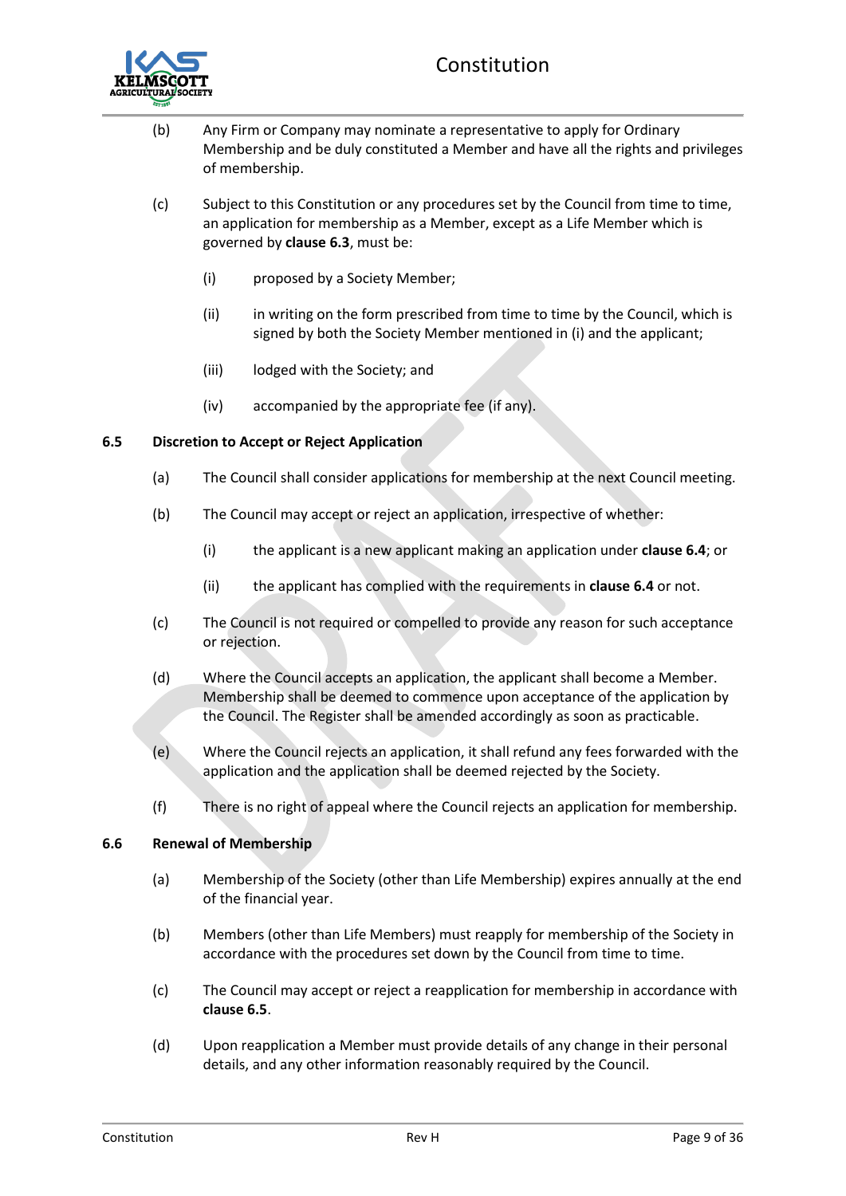(b) Any Firm or Company may nominate a representative to apply for Ordinary Membership and be duly constituted a Member and have all the rights and privileges of membership.

(c) Subject to this Constitution or any procedures set by the Council from time to time, an application for membership as a Member, except as a Life Member which is governed by **clause 6.3**, must be:

   (i) proposed by a Society Member;

   (ii) in writing on the form prescribed from time to time by the Council, which is signed by both the Society Member mentioned in (i) and the applicant;

   (iii) lodged with the Society; and

   (iv) accompanied by the appropriate fee (if any).

### 6.5 Discretion to Accept or Reject Application

(a) The Council shall consider applications for membership at the next Council meeting.

(b) The Council may accept or reject an application, irrespective of whether:

   (i) the applicant is a new applicant making an application under **clause 6.4**; or

   (ii) the applicant has complied with the requirements in **clause 6.4** or not.

(c) The Council is not required or compelled to provide any reason for such acceptance or rejection.

(d) Where the Council accepts an application, the applicant shall become a Member. Membership shall be deemed to commence upon acceptance of the application by the Council. The Register shall be amended accordingly as soon as practicable.

(e) Where the Council rejects an application, it shall refund any fees forwarded with the application and the application shall be deemed rejected by the Society.

(f) There is no right of appeal where the Council rejects an application for membership.

### 6.6 Renewal of Membership

(a) Membership of the Society (other than Life Membership) expires annually at the end of the financial year.

(b) Members (other than Life Members) must reapply for membership of the Society in accordance with the procedures set down by the Council from time to time.

(c) The Council may accept or reject a reapplication for membership in accordance with **clause 6.5**.

(d) Upon reapplication a Member must provide details of any change in their personal details, and any other information reasonably required by the Council.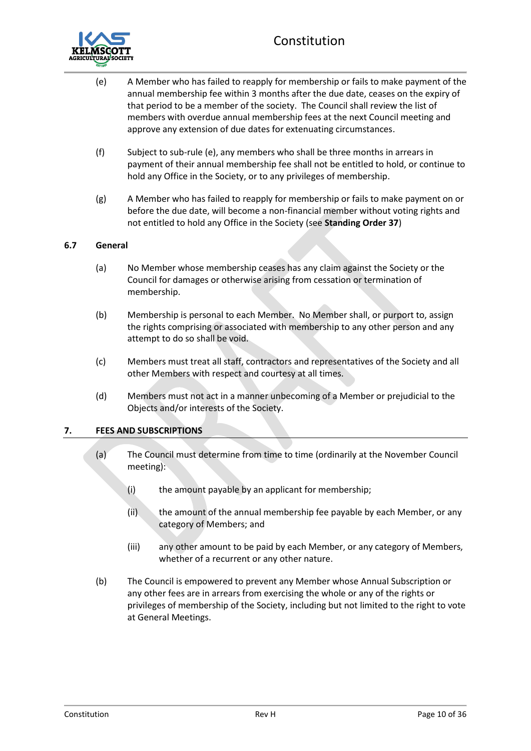(e) A Member who has failed to reapply for membership or fails to make payment of the annual membership fee within 3 months after the due date, ceases on the expiry of that period to be a member of the society. The Council shall review the list of members with overdue annual membership fees at the next Council meeting and approve any extension of due dates for extenuating circumstances.

(f) Subject to sub-rule (e), any members who shall be three months in arrears in payment of their annual membership fee shall not be entitled to hold, or continue to hold any Office in the Society, or to any privileges of membership.

(g) A Member who has failed to reapply for membership or fails to make payment on or before the due date, will become a non-financial member without voting rights and not entitled to hold any Office in the Society (see **Standing Order 37**)

### 6.7 General

(a) No Member whose membership ceases has any claim against the Society or the Council for damages or otherwise arising from cessation or termination of membership.

(b) Membership is personal to each Member. No Member shall, or purport to, assign the rights comprising or associated with membership to any other person and any attempt to do so shall be void.

(c) Members must treat all staff, contractors and representatives of the Society and all other Members with respect and courtesy at all times.

(d) Members must not act in a manner unbecoming of a Member or prejudicial to the Objects and/or interests of the Society.

## 7. FEES AND SUBSCRIPTIONS

(a) The Council must determine from time to time (ordinarily at the November Council meeting):

  (i) the amount payable by an applicant for membership;

  (ii) the amount of the annual membership fee payable by each Member, or any category of Members; and

  (iii) any other amount to be paid by each Member, or any category of Members, whether of a recurrent or any other nature.

(b) The Council is empowered to prevent any Member whose Annual Subscription or any other fees are in arrears from exercising the whole or any of the rights or privileges of membership of the Society, including but not limited to the right to vote at General Meetings.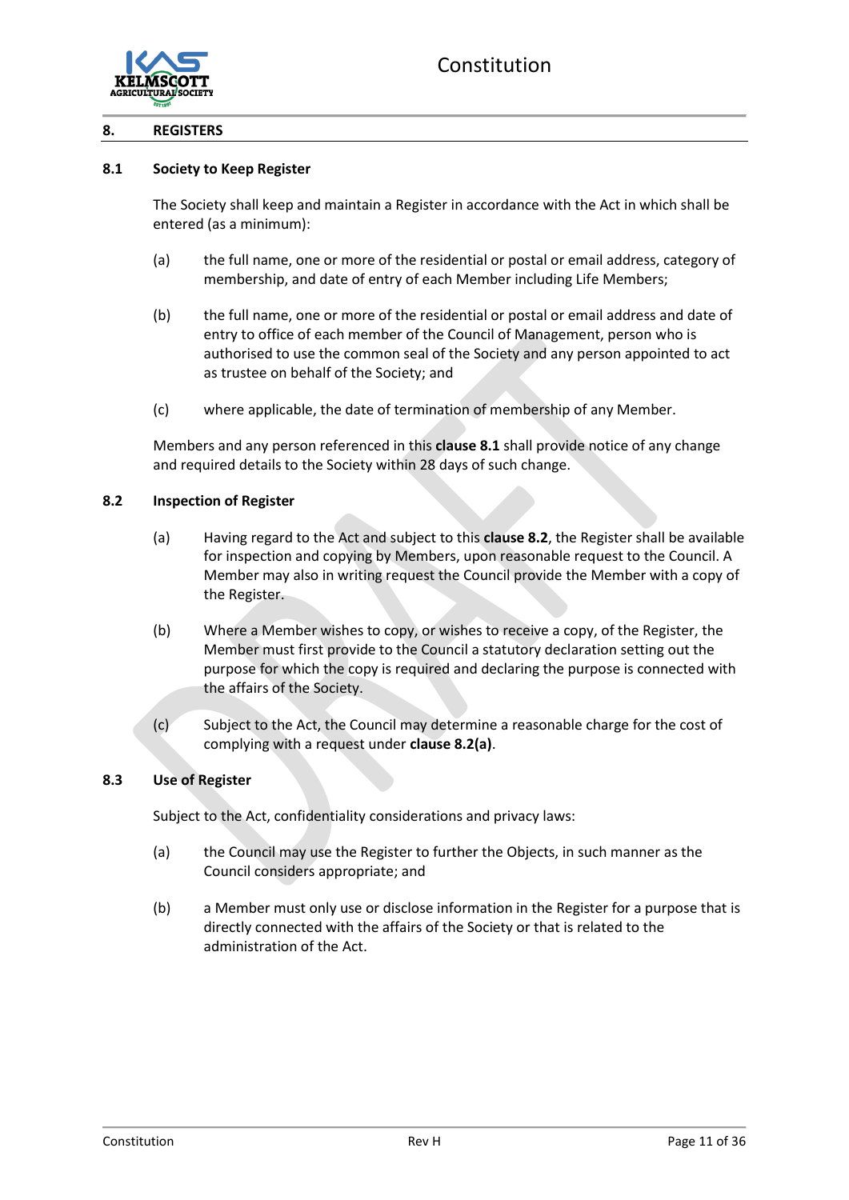## 8. REGISTERS

### 8.1 Society to Keep Register

The Society shall keep and maintain a Register in accordance with the Act in which shall be entered (as a minimum):

(a) the full name, one or more of the residential or postal or email address, category of membership, and date of entry of each Member including Life Members;

(b) the full name, one or more of the residential or postal or email address and date of entry to office of each member of the Council of Management, person who is authorised to use the common seal of the Society and any person appointed to act as trustee on behalf of the Society; and

(c) where applicable, the date of termination of membership of any Member.

Members and any person referenced in this **clause 8.1** shall provide notice of any change and required details to the Society within 28 days of such change.

### 8.2 Inspection of Register

(a) Having regard to the Act and subject to this **clause 8.2**, the Register shall be available for inspection and copying by Members, upon reasonable request to the Council. A Member may also in writing request the Council provide the Member with a copy of the Register.

(b) Where a Member wishes to copy, or wishes to receive a copy, of the Register, the Member must first provide to the Council a statutory declaration setting out the purpose for which the copy is required and declaring the purpose is connected with the affairs of the Society.

(c) Subject to the Act, the Council may determine a reasonable charge for the cost of complying with a request under **clause 8.2(a)**.

### 8.3 Use of Register

Subject to the Act, confidentiality considerations and privacy laws:

(a) the Council may use the Register to further the Objects, in such manner as the Council considers appropriate; and

(b) a Member must only use or disclose information in the Register for a purpose that is directly connected with the affairs of the Society or that is related to the administration of the Act.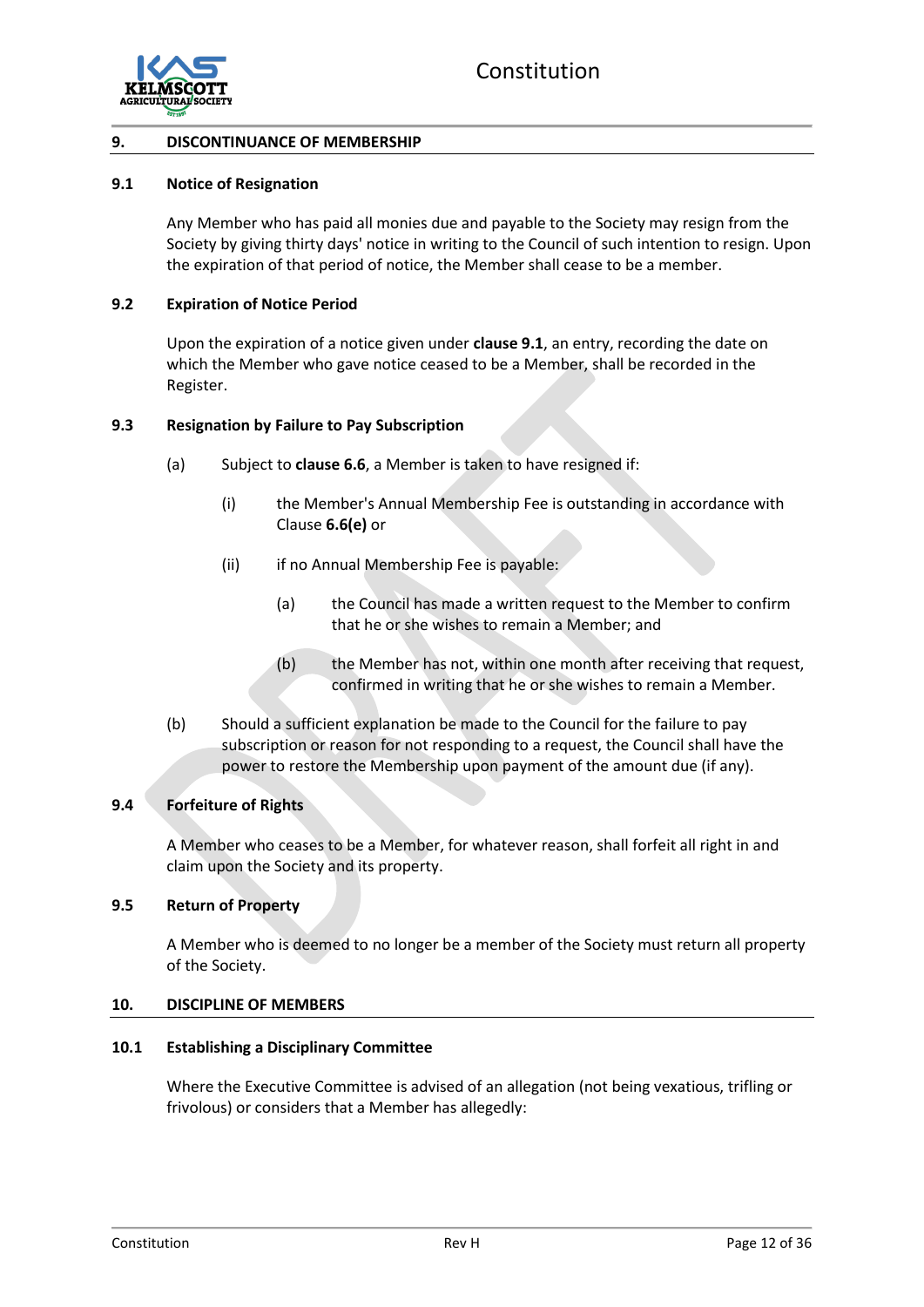## 9. DISCONTINUANCE OF MEMBERSHIP

### 9.1 Notice of Resignation

Any Member who has paid all monies due and payable to the Society may resign from the Society by giving thirty days' notice in writing to the Council of such intention to resign. Upon the expiration of that period of notice, the Member shall cease to be a member.

### 9.2 Expiration of Notice Period

Upon the expiration of a notice given under **clause 9.1**, an entry, recording the date on which the Member who gave notice ceased to be a Member, shall be recorded in the Register.

### 9.3 Resignation by Failure to Pay Subscription

(a) Subject to **clause 6.6**, a Member is taken to have resigned if:

(i) the Member's Annual Membership Fee is outstanding in accordance with Clause **6.6(e)** or

(ii) if no Annual Membership Fee is payable:

(a) the Council has made a written request to the Member to confirm that he or she wishes to remain a Member; and

(b) the Member has not, within one month after receiving that request, confirmed in writing that he or she wishes to remain a Member.

(b) Should a sufficient explanation be made to the Council for the failure to pay subscription or reason for not responding to a request, the Council shall have the power to restore the Membership upon payment of the amount due (if any).

### 9.4 Forfeiture of Rights

A Member who ceases to be a Member, for whatever reason, shall forfeit all right in and claim upon the Society and its property.

### 9.5 Return of Property

A Member who is deemed to no longer be a member of the Society must return all property of the Society.

## 10. DISCIPLINE OF MEMBERS

### 10.1 Establishing a Disciplinary Committee

Where the Executive Committee is advised of an allegation (not being vexatious, trifling or frivolous) or considers that a Member has allegedly: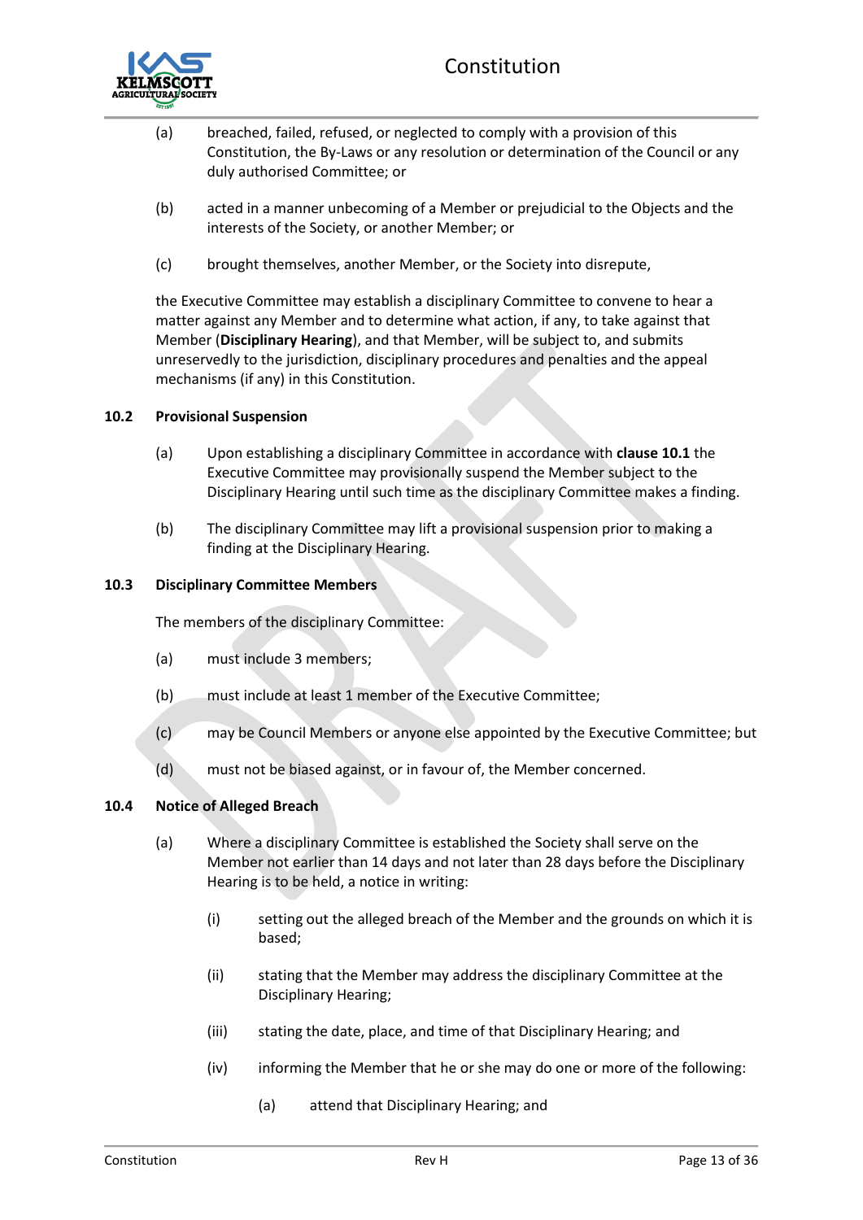(a) breached, failed, refused, or neglected to comply with a provision of this Constitution, the By-Laws or any resolution or determination of the Council or any duly authorised Committee; or

(b) acted in a manner unbecoming of a Member or prejudicial to the Objects and the interests of the Society, or another Member; or

(c) brought themselves, another Member, or the Society into disrepute,

the Executive Committee may establish a disciplinary Committee to convene to hear a matter against any Member and to determine what action, if any, to take against that Member (**Disciplinary Hearing**), and that Member, will be subject to, and submits unreservedly to the jurisdiction, disciplinary procedures and penalties and the appeal mechanisms (if any) in this Constitution.

### 10.2 Provisional Suspension

(a) Upon establishing a disciplinary Committee in accordance with **clause 10.1** the Executive Committee may provisionally suspend the Member subject to the Disciplinary Hearing until such time as the disciplinary Committee makes a finding.

(b) The disciplinary Committee may lift a provisional suspension prior to making a finding at the Disciplinary Hearing.

### 10.3 Disciplinary Committee Members

The members of the disciplinary Committee:

(a) must include 3 members;

(b) must include at least 1 member of the Executive Committee;

(c) may be Council Members or anyone else appointed by the Executive Committee; but

(d) must not be biased against, or in favour of, the Member concerned.

### 10.4 Notice of Alleged Breach

(a) Where a disciplinary Committee is established the Society shall serve on the Member not earlier than 14 days and not later than 28 days before the Disciplinary Hearing is to be held, a notice in writing:

  (i) setting out the alleged breach of the Member and the grounds on which it is based;

  (ii) stating that the Member may address the disciplinary Committee at the Disciplinary Hearing;

  (iii) stating the date, place, and time of that Disciplinary Hearing; and

  (iv) informing the Member that he or she may do one or more of the following:

    (a) attend that Disciplinary Hearing; and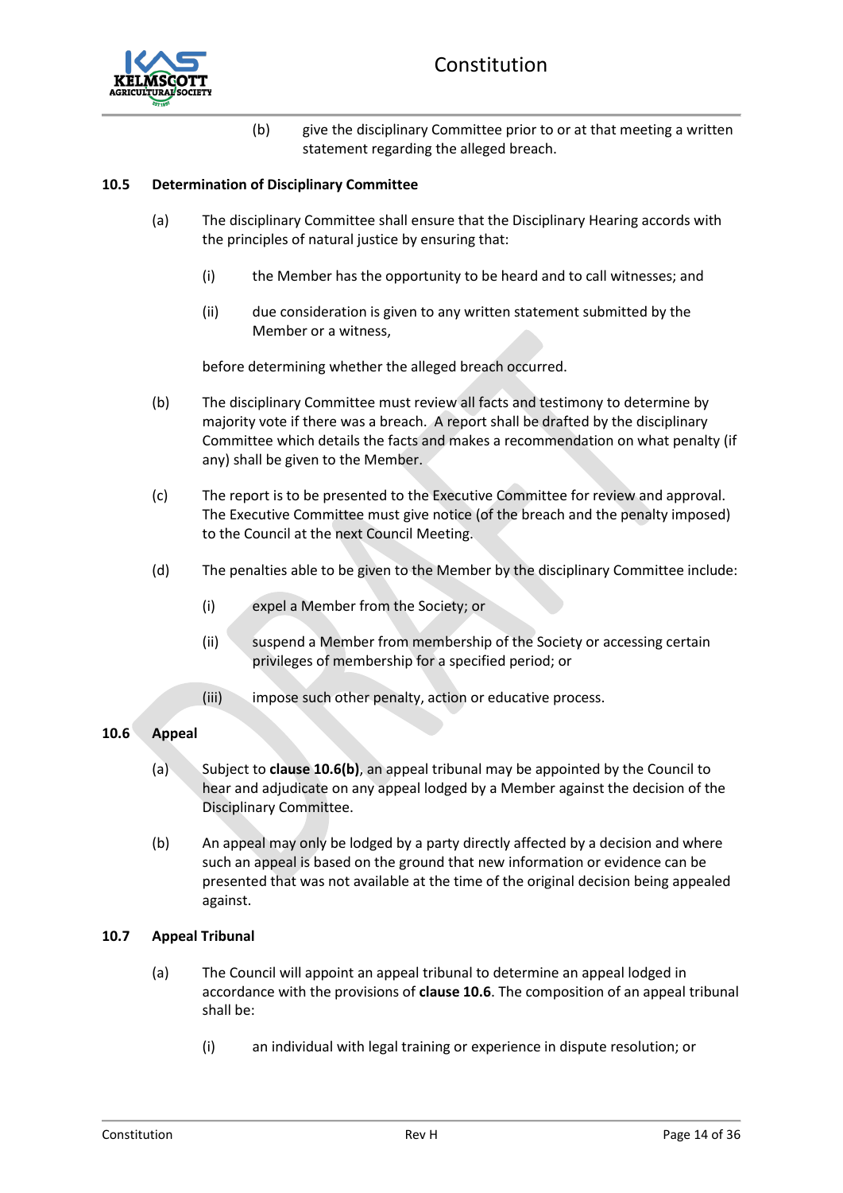(b) give the disciplinary Committee prior to or at that meeting a written statement regarding the alleged breach.

### 10.5 Determination of Disciplinary Committee

(a) The disciplinary Committee shall ensure that the Disciplinary Hearing accords with the principles of natural justice by ensuring that:

(i) the Member has the opportunity to be heard and to call witnesses; and

(ii) due consideration is given to any written statement submitted by the Member or a witness,

before determining whether the alleged breach occurred.

(b) The disciplinary Committee must review all facts and testimony to determine by majority vote if there was a breach. A report shall be drafted by the disciplinary Committee which details the facts and makes a recommendation on what penalty (if any) shall be given to the Member.

(c) The report is to be presented to the Executive Committee for review and approval. The Executive Committee must give notice (of the breach and the penalty imposed) to the Council at the next Council Meeting.

(d) The penalties able to be given to the Member by the disciplinary Committee include:

(i) expel a Member from the Society; or

(ii) suspend a Member from membership of the Society or accessing certain privileges of membership for a specified period; or

(iii) impose such other penalty, action or educative process.

### 10.6 Appeal

(a) Subject to **clause 10.6(b)**, an appeal tribunal may be appointed by the Council to hear and adjudicate on any appeal lodged by a Member against the decision of the Disciplinary Committee.

(b) An appeal may only be lodged by a party directly affected by a decision and where such an appeal is based on the ground that new information or evidence can be presented that was not available at the time of the original decision being appealed against.

### 10.7 Appeal Tribunal

(a) The Council will appoint an appeal tribunal to determine an appeal lodged in accordance with the provisions of **clause 10.6**. The composition of an appeal tribunal shall be:

(i) an individual with legal training or experience in dispute resolution; or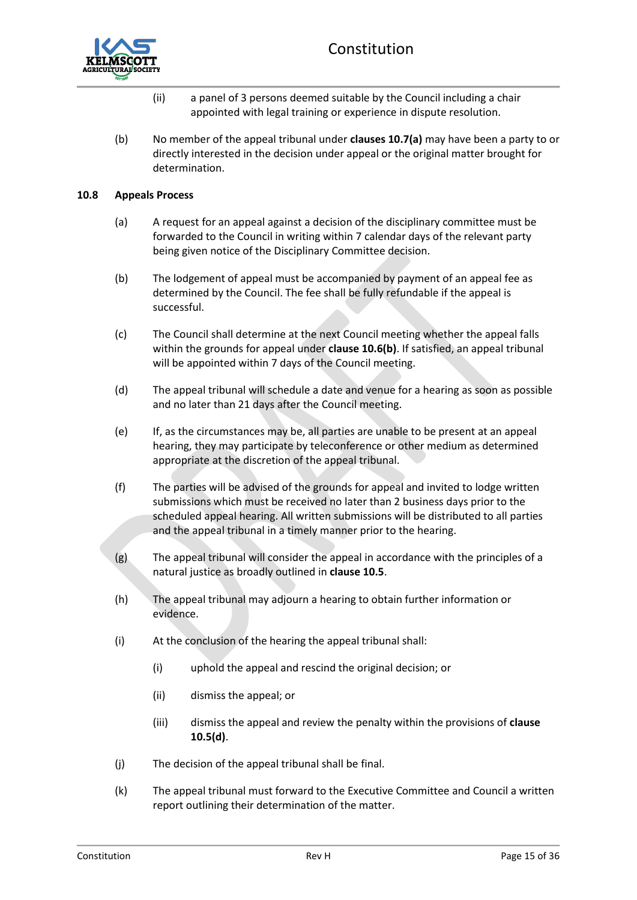(ii) a panel of 3 persons deemed suitable by the Council including a chair appointed with legal training or experience in dispute resolution.

(b) No member of the appeal tribunal under **clauses 10.7(a)** may have been a party to or directly interested in the decision under appeal or the original matter brought for determination.

### 10.8 Appeals Process

(a) A request for an appeal against a decision of the disciplinary committee must be forwarded to the Council in writing within 7 calendar days of the relevant party being given notice of the Disciplinary Committee decision.

(b) The lodgement of appeal must be accompanied by payment of an appeal fee as determined by the Council. The fee shall be fully refundable if the appeal is successful.

(c) The Council shall determine at the next Council meeting whether the appeal falls within the grounds for appeal under **clause 10.6(b)**. If satisfied, an appeal tribunal will be appointed within 7 days of the Council meeting.

(d) The appeal tribunal will schedule a date and venue for a hearing as soon as possible and no later than 21 days after the Council meeting.

(e) If, as the circumstances may be, all parties are unable to be present at an appeal hearing, they may participate by teleconference or other medium as determined appropriate at the discretion of the appeal tribunal.

(f) The parties will be advised of the grounds for appeal and invited to lodge written submissions which must be received no later than 2 business days prior to the scheduled appeal hearing. All written submissions will be distributed to all parties and the appeal tribunal in a timely manner prior to the hearing.

(g) The appeal tribunal will consider the appeal in accordance with the principles of a natural justice as broadly outlined in **clause 10.5**.

(h) The appeal tribunal may adjourn a hearing to obtain further information or evidence.

(i) At the conclusion of the hearing the appeal tribunal shall:

(i) uphold the appeal and rescind the original decision; or

(ii) dismiss the appeal; or

(iii) dismiss the appeal and review the penalty within the provisions of **clause 10.5(d)**.

(j) The decision of the appeal tribunal shall be final.

(k) The appeal tribunal must forward to the Executive Committee and Council a written report outlining their determination of the matter.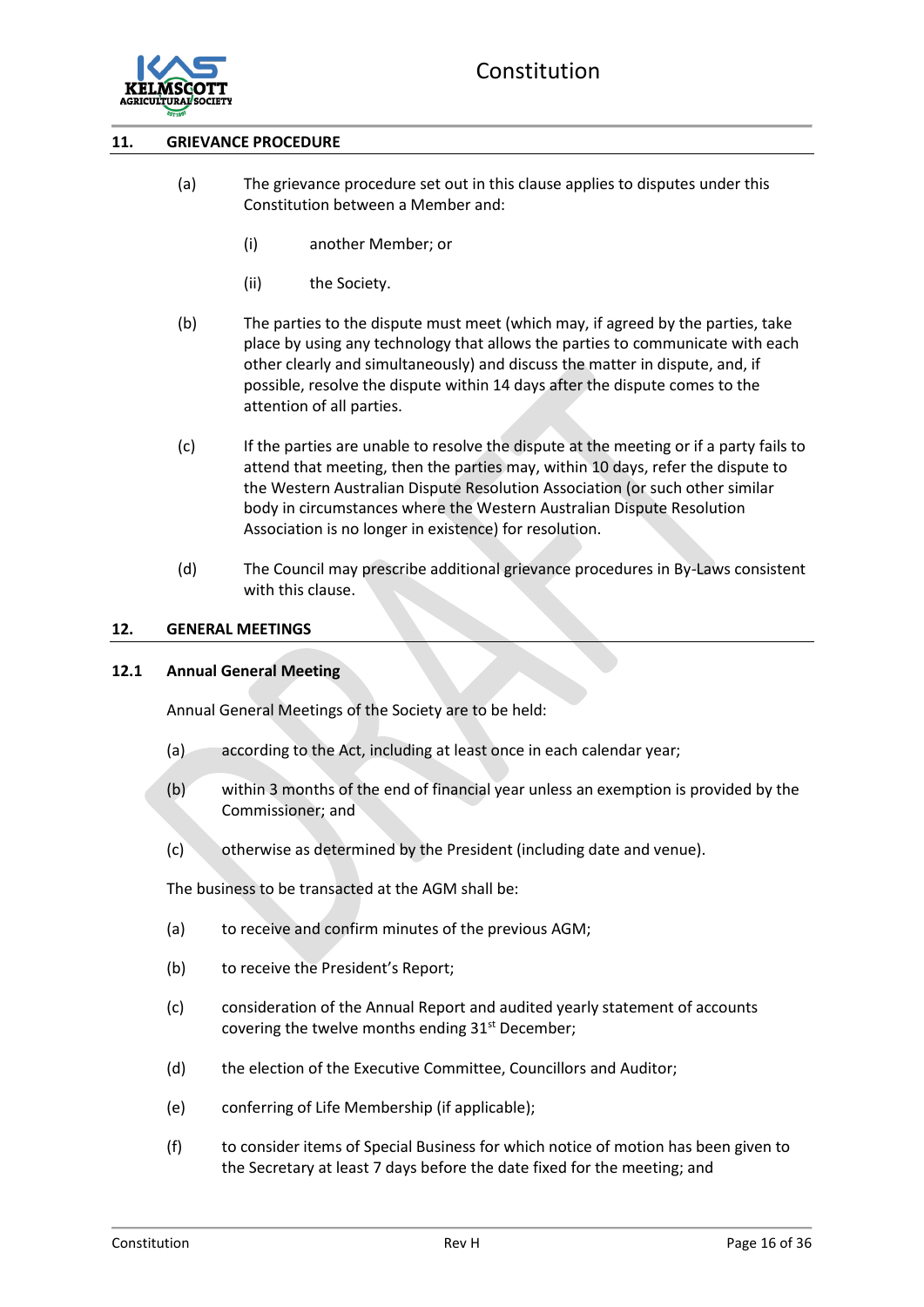## 11. GRIEVANCE PROCEDURE

(a) The grievance procedure set out in this clause applies to disputes under this Constitution between a Member and:

  (i) another Member; or

  (ii) the Society.

(b) The parties to the dispute must meet (which may, if agreed by the parties, take place by using any technology that allows the parties to communicate with each other clearly and simultaneously) and discuss the matter in dispute, and, if possible, resolve the dispute within 14 days after the dispute comes to the attention of all parties.

(c) If the parties are unable to resolve the dispute at the meeting or if a party fails to attend that meeting, then the parties may, within 10 days, refer the dispute to the Western Australian Dispute Resolution Association (or such other similar body in circumstances where the Western Australian Dispute Resolution Association is no longer in existence) for resolution.

(d) The Council may prescribe additional grievance procedures in By-Laws consistent with this clause.

## 12. GENERAL MEETINGS

### 12.1 Annual General Meeting

Annual General Meetings of the Society are to be held:

(a) according to the Act, including at least once in each calendar year;

(b) within 3 months of the end of financial year unless an exemption is provided by the Commissioner; and

(c) otherwise as determined by the President (including date and venue).

The business to be transacted at the AGM shall be:

(a) to receive and confirm minutes of the previous AGM;

(b) to receive the President's Report;

(c) consideration of the Annual Report and audited yearly statement of accounts covering the twelve months ending 31st December;

(d) the election of the Executive Committee, Councillors and Auditor;

(e) conferring of Life Membership (if applicable);

(f) to consider items of Special Business for which notice of motion has been given to the Secretary at least 7 days before the date fixed for the meeting; and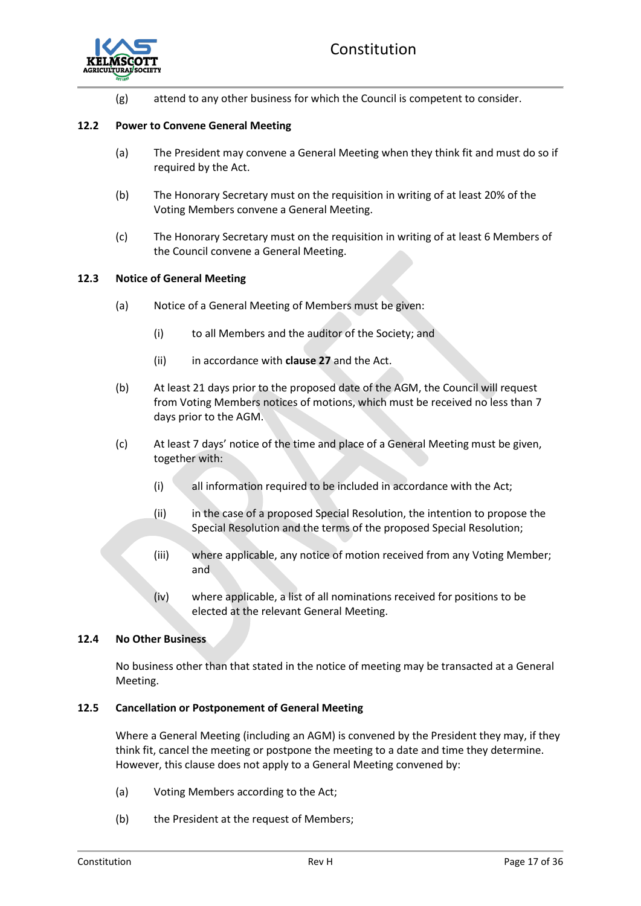(g) attend to any other business for which the Council is competent to consider.

### 12.2 Power to Convene General Meeting

(a) The President may convene a General Meeting when they think fit and must do so if required by the Act.

(b) The Honorary Secretary must on the requisition in writing of at least 20% of the Voting Members convene a General Meeting.

(c) The Honorary Secretary must on the requisition in writing of at least 6 Members of the Council convene a General Meeting.

### 12.3 Notice of General Meeting

(a) Notice of a General Meeting of Members must be given:

  (i) to all Members and the auditor of the Society; and

  (ii) in accordance with **clause 27** and the Act.

(b) At least 21 days prior to the proposed date of the AGM, the Council will request from Voting Members notices of motions, which must be received no less than 7 days prior to the AGM.

(c) At least 7 days' notice of the time and place of a General Meeting must be given, together with:

  (i) all information required to be included in accordance with the Act;

  (ii) in the case of a proposed Special Resolution, the intention to propose the Special Resolution and the terms of the proposed Special Resolution;

  (iii) where applicable, any notice of motion received from any Voting Member; and

  (iv) where applicable, a list of all nominations received for positions to be elected at the relevant General Meeting.

### 12.4 No Other Business

No business other than that stated in the notice of meeting may be transacted at a General Meeting.

### 12.5 Cancellation or Postponement of General Meeting

Where a General Meeting (including an AGM) is convened by the President they may, if they think fit, cancel the meeting or postpone the meeting to a date and time they determine. However, this clause does not apply to a General Meeting convened by:

(a) Voting Members according to the Act;

(b) the President at the request of Members;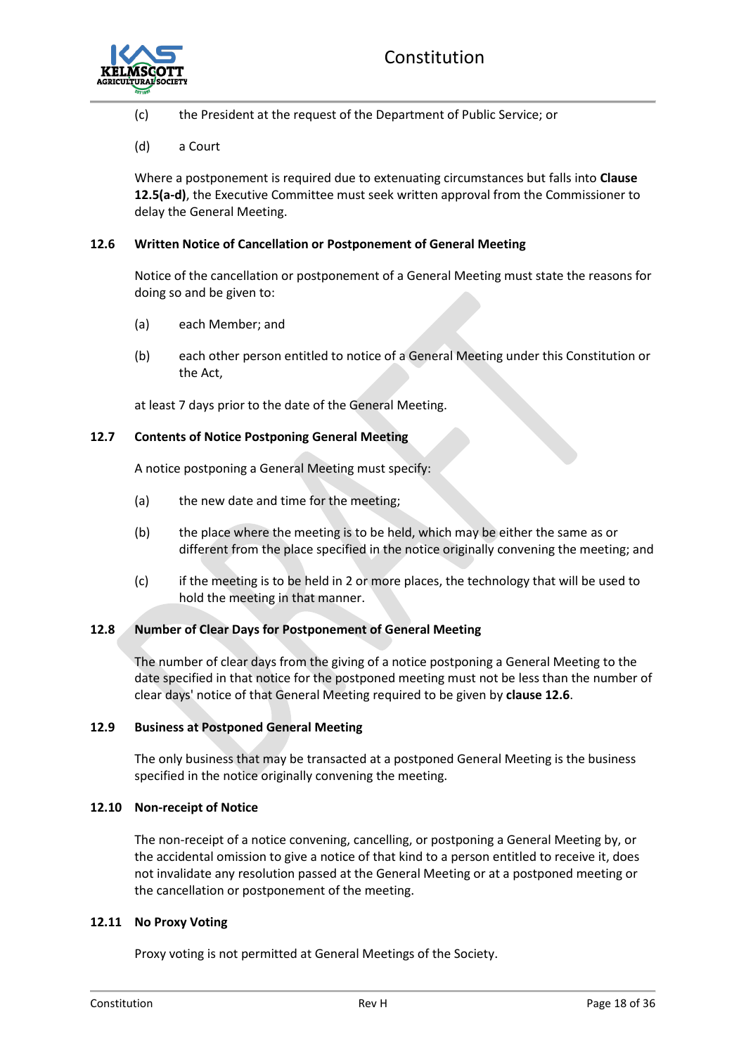(c) the President at the request of the Department of Public Service; or

(d) a Court

Where a postponement is required due to extenuating circumstances but falls into **Clause 12.5(a-d)**, the Executive Committee must seek written approval from the Commissioner to delay the General Meeting.

### 12.6 Written Notice of Cancellation or Postponement of General Meeting

Notice of the cancellation or postponement of a General Meeting must state the reasons for doing so and be given to:

(a) each Member; and

(b) each other person entitled to notice of a General Meeting under this Constitution or the Act,

at least 7 days prior to the date of the General Meeting.

### 12.7 Contents of Notice Postponing General Meeting

A notice postponing a General Meeting must specify:

(a) the new date and time for the meeting;

(b) the place where the meeting is to be held, which may be either the same as or different from the place specified in the notice originally convening the meeting; and

(c) if the meeting is to be held in 2 or more places, the technology that will be used to hold the meeting in that manner.

### 12.8 Number of Clear Days for Postponement of General Meeting

The number of clear days from the giving of a notice postponing a General Meeting to the date specified in that notice for the postponed meeting must not be less than the number of clear days' notice of that General Meeting required to be given by **clause 12.6**.

### 12.9 Business at Postponed General Meeting

The only business that may be transacted at a postponed General Meeting is the business specified in the notice originally convening the meeting.

### 12.10 Non-receipt of Notice

The non-receipt of a notice convening, cancelling, or postponing a General Meeting by, or the accidental omission to give a notice of that kind to a person entitled to receive it, does not invalidate any resolution passed at the General Meeting or at a postponed meeting or the cancellation or postponement of the meeting.

### 12.11 No Proxy Voting

Proxy voting is not permitted at General Meetings of the Society.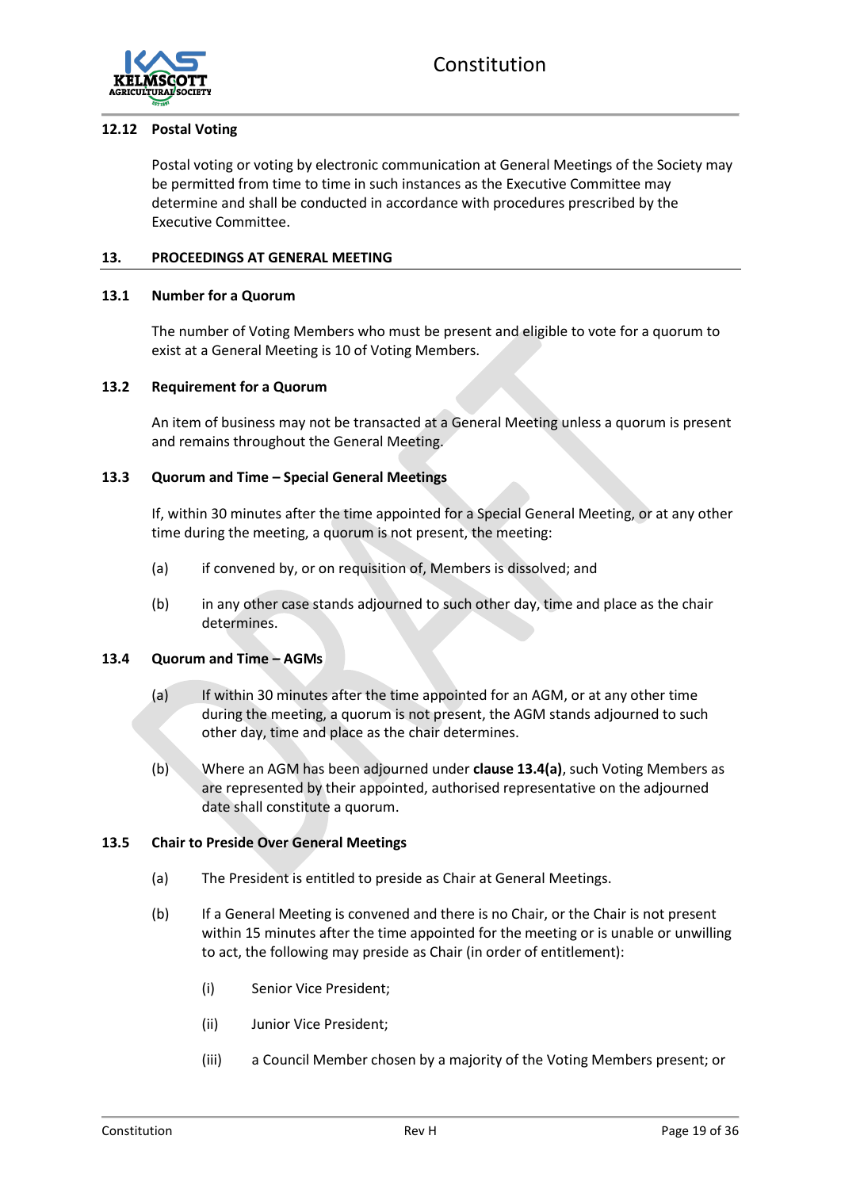### 12.12 Postal Voting

Postal voting or voting by electronic communication at General Meetings of the Society may be permitted from time to time in such instances as the Executive Committee may determine and shall be conducted in accordance with procedures prescribed by the Executive Committee.

## 13. PROCEEDINGS AT GENERAL MEETING

### 13.1 Number for a Quorum

The number of Voting Members who must be present and eligible to vote for a quorum to exist at a General Meeting is 10 of Voting Members.

### 13.2 Requirement for a Quorum

An item of business may not be transacted at a General Meeting unless a quorum is present and remains throughout the General Meeting.

### 13.3 Quorum and Time – Special General Meetings

If, within 30 minutes after the time appointed for a Special General Meeting, or at any other time during the meeting, a quorum is not present, the meeting:

(a) if convened by, or on requisition of, Members is dissolved; and

(b) in any other case stands adjourned to such other day, time and place as the chair determines.

### 13.4 Quorum and Time – AGMs

(a) If within 30 minutes after the time appointed for an AGM, or at any other time during the meeting, a quorum is not present, the AGM stands adjourned to such other day, time and place as the chair determines.

(b) Where an AGM has been adjourned under **clause 13.4(a)**, such Voting Members as are represented by their appointed, authorised representative on the adjourned date shall constitute a quorum.

### 13.5 Chair to Preside Over General Meetings

(a) The President is entitled to preside as Chair at General Meetings.

(b) If a General Meeting is convened and there is no Chair, or the Chair is not present within 15 minutes after the time appointed for the meeting or is unable or unwilling to act, the following may preside as Chair (in order of entitlement):

(i) Senior Vice President;

(ii) Junior Vice President;

(iii) a Council Member chosen by a majority of the Voting Members present; or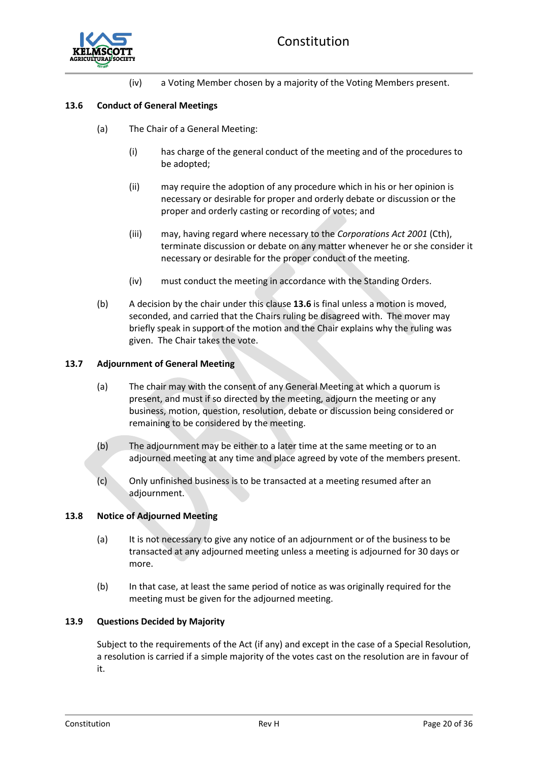(iv) a Voting Member chosen by a majority of the Voting Members present.

### 13.6 Conduct of General Meetings

(a) The Chair of a General Meeting:

(i) has charge of the general conduct of the meeting and of the procedures to be adopted;

(ii) may require the adoption of any procedure which in his or her opinion is necessary or desirable for proper and orderly debate or discussion or the proper and orderly casting or recording of votes; and

(iii) may, having regard where necessary to the *Corporations Act 2001* (Cth), terminate discussion or debate on any matter whenever he or she consider it necessary or desirable for the proper conduct of the meeting.

(iv) must conduct the meeting in accordance with the Standing Orders.

(b) A decision by the chair under this clause **13.6** is final unless a motion is moved, seconded, and carried that the Chairs ruling be disagreed with. The mover may briefly speak in support of the motion and the Chair explains why the ruling was given. The Chair takes the vote.

### 13.7 Adjournment of General Meeting

(a) The chair may with the consent of any General Meeting at which a quorum is present, and must if so directed by the meeting, adjourn the meeting or any business, motion, question, resolution, debate or discussion being considered or remaining to be considered by the meeting.

(b) The adjournment may be either to a later time at the same meeting or to an adjourned meeting at any time and place agreed by vote of the members present.

(c) Only unfinished business is to be transacted at a meeting resumed after an adjournment.

### 13.8 Notice of Adjourned Meeting

(a) It is not necessary to give any notice of an adjournment or of the business to be transacted at any adjourned meeting unless a meeting is adjourned for 30 days or more.

(b) In that case, at least the same period of notice as was originally required for the meeting must be given for the adjourned meeting.

### 13.9 Questions Decided by Majority

Subject to the requirements of the Act (if any) and except in the case of a Special Resolution, a resolution is carried if a simple majority of the votes cast on the resolution are in favour of it.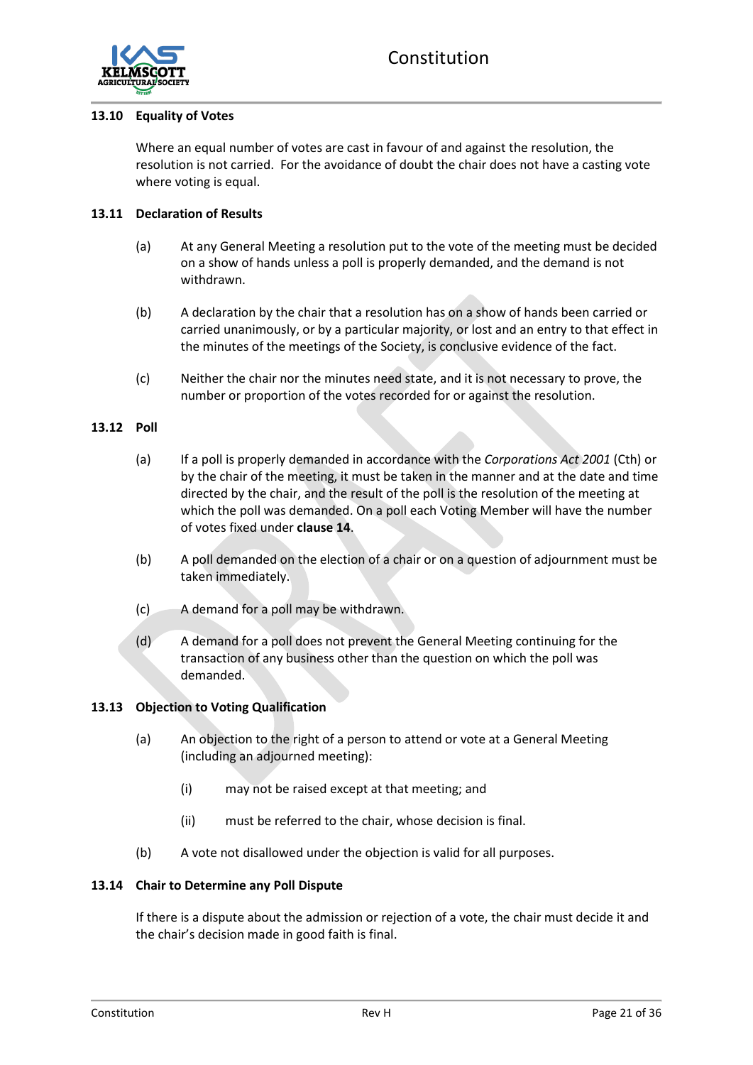### 13.10 Equality of Votes

Where an equal number of votes are cast in favour of and against the resolution, the resolution is not carried. For the avoidance of doubt the chair does not have a casting vote where voting is equal.

### 13.11 Declaration of Results

(a) At any General Meeting a resolution put to the vote of the meeting must be decided on a show of hands unless a poll is properly demanded, and the demand is not withdrawn.

(b) A declaration by the chair that a resolution has on a show of hands been carried or carried unanimously, or by a particular majority, or lost and an entry to that effect in the minutes of the meetings of the Society, is conclusive evidence of the fact.

(c) Neither the chair nor the minutes need state, and it is not necessary to prove, the number or proportion of the votes recorded for or against the resolution.

### 13.12 Poll

(a) If a poll is properly demanded in accordance with the *Corporations Act 2001* (Cth) or by the chair of the meeting, it must be taken in the manner and at the date and time directed by the chair, and the result of the poll is the resolution of the meeting at which the poll was demanded. On a poll each Voting Member will have the number of votes fixed under **clause 14**.

(b) A poll demanded on the election of a chair or on a question of adjournment must be taken immediately.

(c) A demand for a poll may be withdrawn.

(d) A demand for a poll does not prevent the General Meeting continuing for the transaction of any business other than the question on which the poll was demanded.

### 13.13 Objection to Voting Qualification

(a) An objection to the right of a person to attend or vote at a General Meeting (including an adjourned meeting):

   (i) may not be raised except at that meeting; and

   (ii) must be referred to the chair, whose decision is final.

(b) A vote not disallowed under the objection is valid for all purposes.

### 13.14 Chair to Determine any Poll Dispute

If there is a dispute about the admission or rejection of a vote, the chair must decide it and the chair's decision made in good faith is final.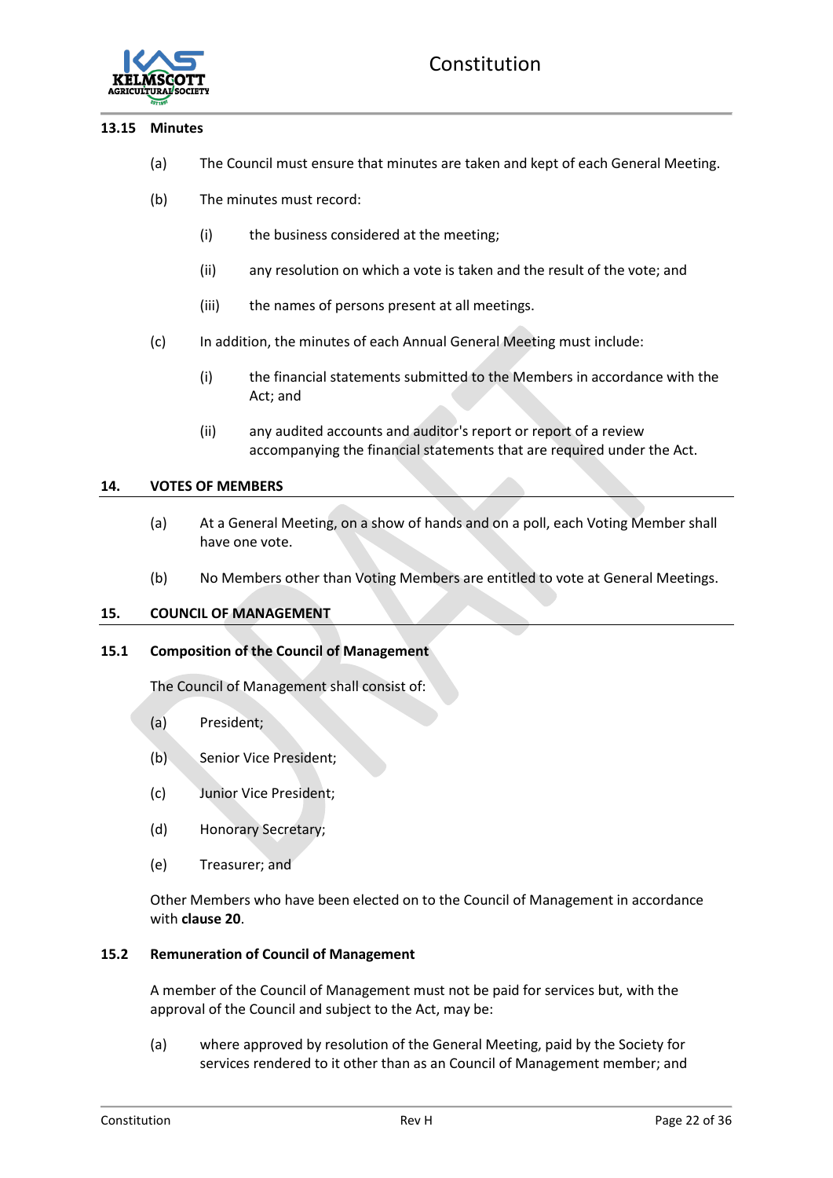### 13.15 Minutes

(a) The Council must ensure that minutes are taken and kept of each General Meeting.

(b) The minutes must record:

(i) the business considered at the meeting;

(ii) any resolution on which a vote is taken and the result of the vote; and

(iii) the names of persons present at all meetings.

(c) In addition, the minutes of each Annual General Meeting must include:

(i) the financial statements submitted to the Members in accordance with the Act; and

(ii) any audited accounts and auditor's report or report of a review accompanying the financial statements that are required under the Act.

## 14. VOTES OF MEMBERS

(a) At a General Meeting, on a show of hands and on a poll, each Voting Member shall have one vote.

(b) No Members other than Voting Members are entitled to vote at General Meetings.

## 15. COUNCIL OF MANAGEMENT

### 15.1 Composition of the Council of Management

The Council of Management shall consist of:

(a) President;

(b) Senior Vice President;

(c) Junior Vice President;

(d) Honorary Secretary;

(e) Treasurer; and

Other Members who have been elected on to the Council of Management in accordance with **clause 20**.

### 15.2 Remuneration of Council of Management

A member of the Council of Management must not be paid for services but, with the approval of the Council and subject to the Act, may be:

(a) where approved by resolution of the General Meeting, paid by the Society for services rendered to it other than as an Council of Management member; and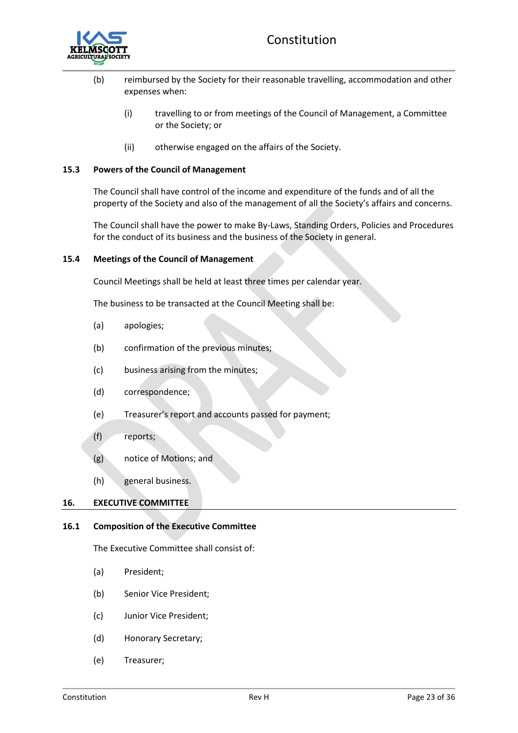(b) reimbursed by the Society for their reasonable travelling, accommodation and other expenses when:

    (i) travelling to or from meetings of the Council of Management, a Committee or the Society; or

    (ii) otherwise engaged on the affairs of the Society.

### 15.3 Powers of the Council of Management

The Council shall have control of the income and expenditure of the funds and of all the property of the Society and also of the management of all the Society's affairs and concerns.

The Council shall have the power to make By-Laws, Standing Orders, Policies and Procedures for the conduct of its business and the business of the Society in general.

### 15.4 Meetings of the Council of Management

Council Meetings shall be held at least three times per calendar year.

The business to be transacted at the Council Meeting shall be:

(a) apologies;

(b) confirmation of the previous minutes;

(c) business arising from the minutes;

(d) correspondence;

(e) Treasurer's report and accounts passed for payment;

(f) reports;

(g) notice of Motions; and

(h) general business.

## 16. EXECUTIVE COMMITTEE

### 16.1 Composition of the Executive Committee

The Executive Committee shall consist of:

(a) President;

(b) Senior Vice President;

(c) Junior Vice President;

(d) Honorary Secretary;

(e) Treasurer;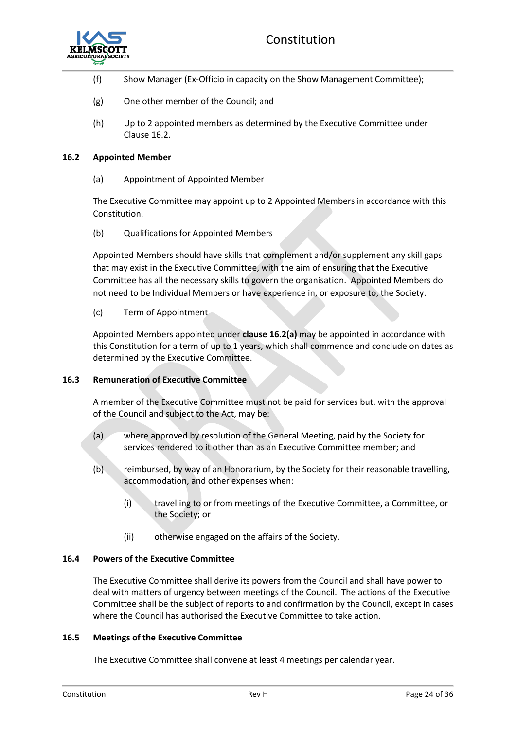(f) Show Manager (Ex-Officio in capacity on the Show Management Committee);

(g) One other member of the Council; and

(h) Up to 2 appointed members as determined by the Executive Committee under Clause 16.2.

### 16.2 Appointed Member

(a) Appointment of Appointed Member

The Executive Committee may appoint up to 2 Appointed Members in accordance with this Constitution.

(b) Qualifications for Appointed Members

Appointed Members should have skills that complement and/or supplement any skill gaps that may exist in the Executive Committee, with the aim of ensuring that the Executive Committee has all the necessary skills to govern the organisation. Appointed Members do not need to be Individual Members or have experience in, or exposure to, the Society.

(c) Term of Appointment

Appointed Members appointed under **clause 16.2(a)** may be appointed in accordance with this Constitution for a term of up to 1 years, which shall commence and conclude on dates as determined by the Executive Committee.

### 16.3 Remuneration of Executive Committee

A member of the Executive Committee must not be paid for services but, with the approval of the Council and subject to the Act, may be:

(a) where approved by resolution of the General Meeting, paid by the Society for services rendered to it other than as an Executive Committee member; and

(b) reimbursed, by way of an Honorarium, by the Society for their reasonable travelling, accommodation, and other expenses when:

   (i) travelling to or from meetings of the Executive Committee, a Committee, or the Society; or

   (ii) otherwise engaged on the affairs of the Society.

### 16.4 Powers of the Executive Committee

The Executive Committee shall derive its powers from the Council and shall have power to deal with matters of urgency between meetings of the Council. The actions of the Executive Committee shall be the subject of reports to and confirmation by the Council, except in cases where the Council has authorised the Executive Committee to take action.

### 16.5 Meetings of the Executive Committee

The Executive Committee shall convene at least 4 meetings per calendar year.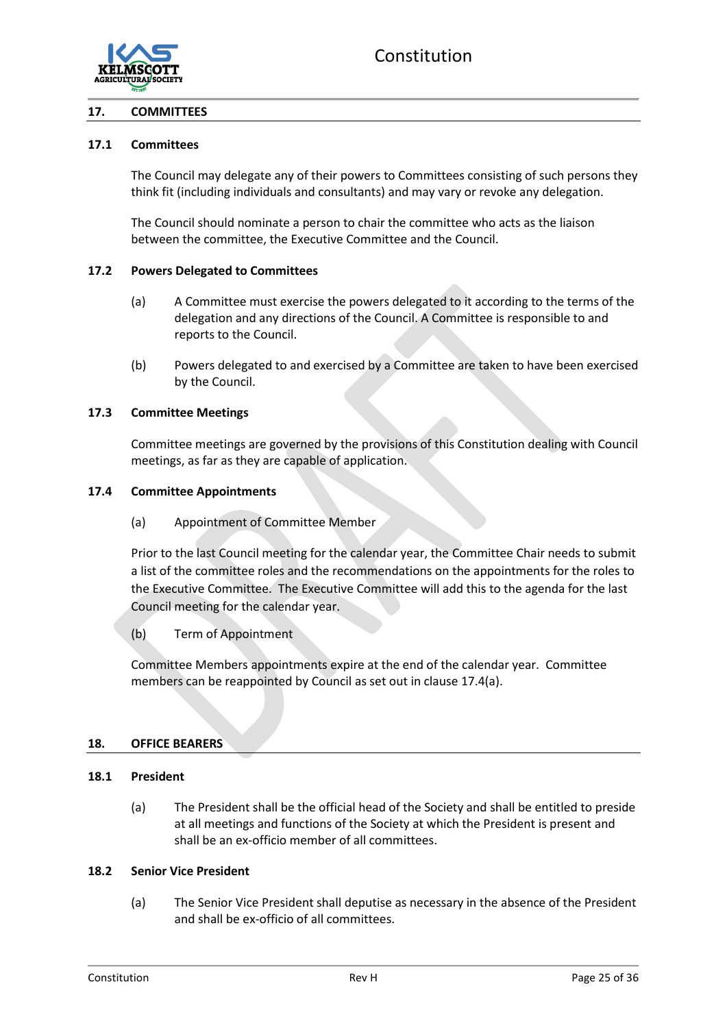## 17. COMMITTEES

### 17.1 Committees

The Council may delegate any of their powers to Committees consisting of such persons they think fit (including individuals and consultants) and may vary or revoke any delegation.

The Council should nominate a person to chair the committee who acts as the liaison between the committee, the Executive Committee and the Council.

### 17.2 Powers Delegated to Committees

(a) A Committee must exercise the powers delegated to it according to the terms of the delegation and any directions of the Council. A Committee is responsible to and reports to the Council.

(b) Powers delegated to and exercised by a Committee are taken to have been exercised by the Council.

### 17.3 Committee Meetings

Committee meetings are governed by the provisions of this Constitution dealing with Council meetings, as far as they are capable of application.

### 17.4 Committee Appointments

(a) Appointment of Committee Member

Prior to the last Council meeting for the calendar year, the Committee Chair needs to submit a list of the committee roles and the recommendations on the appointments for the roles to the Executive Committee. The Executive Committee will add this to the agenda for the last Council meeting for the calendar year.

(b) Term of Appointment

Committee Members appointments expire at the end of the calendar year. Committee members can be reappointed by Council as set out in clause 17.4(a).

## 18. OFFICE BEARERS

### 18.1 President

(a) The President shall be the official head of the Society and shall be entitled to preside at all meetings and functions of the Society at which the President is present and shall be an ex-officio member of all committees.

### 18.2 Senior Vice President

(a) The Senior Vice President shall deputise as necessary in the absence of the President and shall be ex-officio of all committees.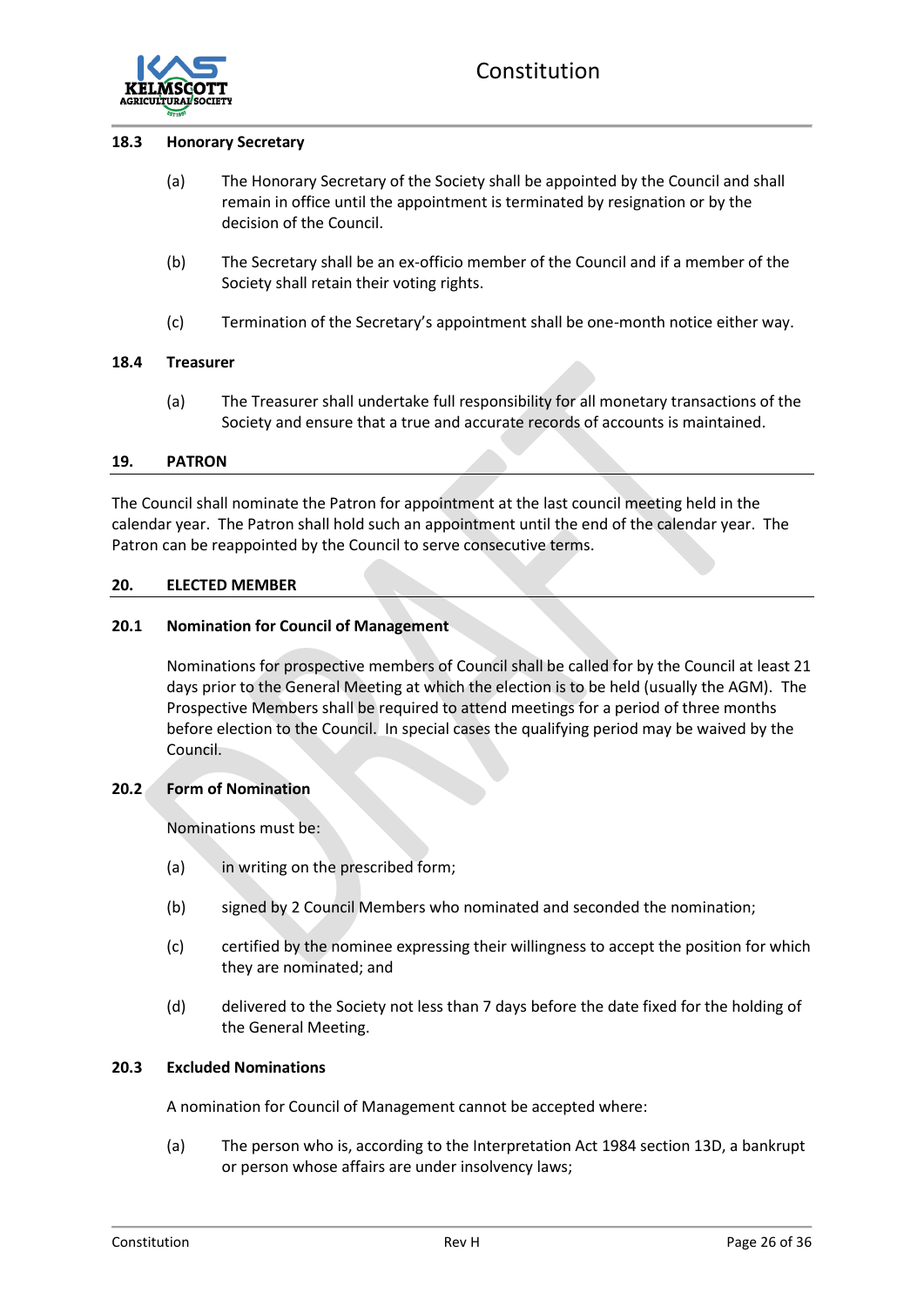### 18.3 Honorary Secretary

(a) The Honorary Secretary of the Society shall be appointed by the Council and shall remain in office until the appointment is terminated by resignation or by the decision of the Council.

(b) The Secretary shall be an ex-officio member of the Council and if a member of the Society shall retain their voting rights.

(c) Termination of the Secretary's appointment shall be one-month notice either way.

### 18.4 Treasurer

(a) The Treasurer shall undertake full responsibility for all monetary transactions of the Society and ensure that a true and accurate records of accounts is maintained.

## 19. PATRON

The Council shall nominate the Patron for appointment at the last council meeting held in the calendar year. The Patron shall hold such an appointment until the end of the calendar year. The Patron can be reappointed by the Council to serve consecutive terms.

## 20. ELECTED MEMBER

### 20.1 Nomination for Council of Management

Nominations for prospective members of Council shall be called for by the Council at least 21 days prior to the General Meeting at which the election is to be held (usually the AGM). The Prospective Members shall be required to attend meetings for a period of three months before election to the Council. In special cases the qualifying period may be waived by the Council.

### 20.2 Form of Nomination

Nominations must be:

(a) in writing on the prescribed form;

(b) signed by 2 Council Members who nominated and seconded the nomination;

(c) certified by the nominee expressing their willingness to accept the position for which they are nominated; and

(d) delivered to the Society not less than 7 days before the date fixed for the holding of the General Meeting.

### 20.3 Excluded Nominations

A nomination for Council of Management cannot be accepted where:

(a) The person who is, according to the Interpretation Act 1984 section 13D, a bankrupt or person whose affairs are under insolvency laws;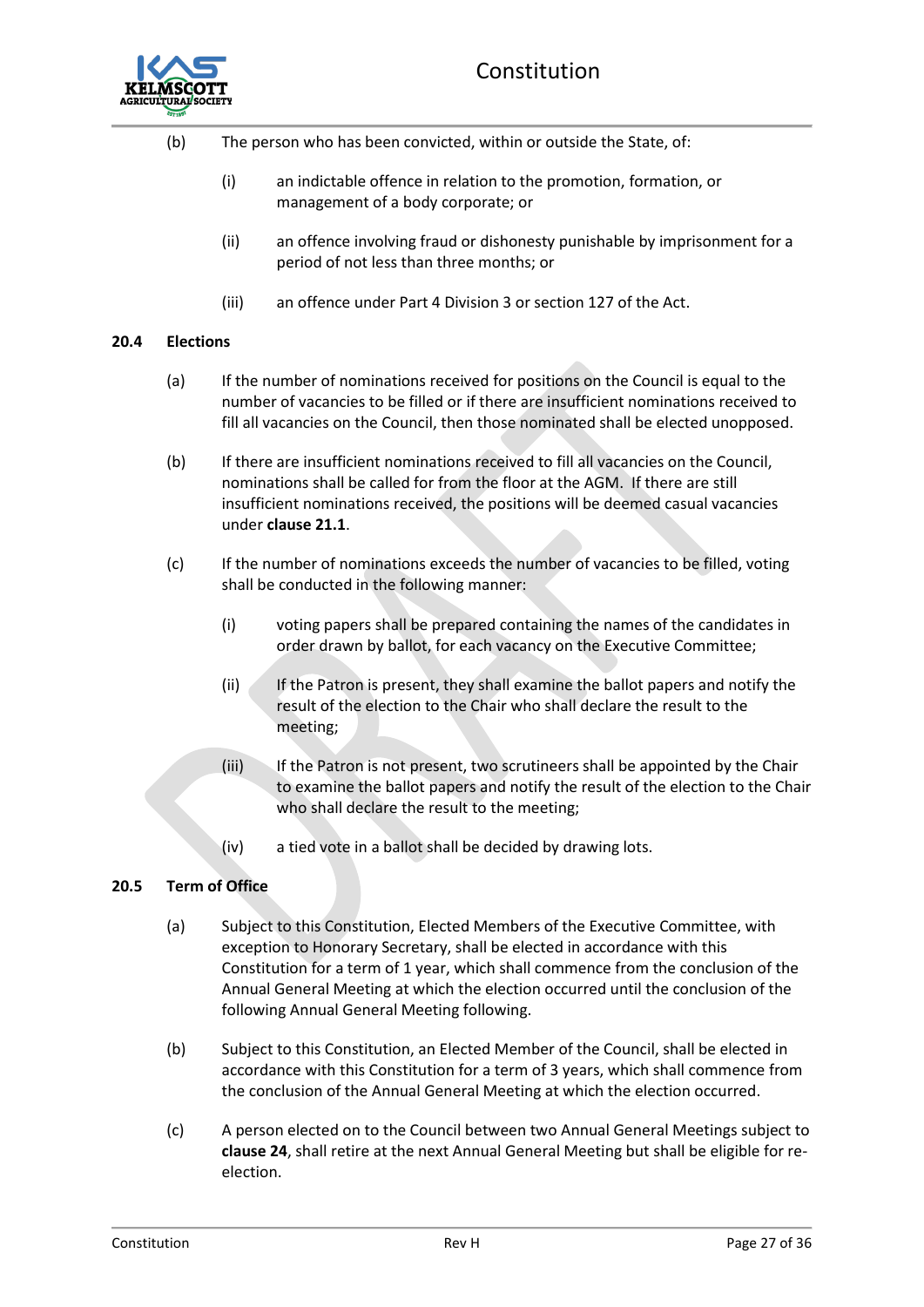(b) The person who has been convicted, within or outside the State, of:

(i) an indictable offence in relation to the promotion, formation, or management of a body corporate; or

(ii) an offence involving fraud or dishonesty punishable by imprisonment for a period of not less than three months; or

(iii) an offence under Part 4 Division 3 or section 127 of the Act.

### 20.4 Elections

(a) If the number of nominations received for positions on the Council is equal to the number of vacancies to be filled or if there are insufficient nominations received to fill all vacancies on the Council, then those nominated shall be elected unopposed.

(b) If there are insufficient nominations received to fill all vacancies on the Council, nominations shall be called for from the floor at the AGM. If there are still insufficient nominations received, the positions will be deemed casual vacancies under **clause 21.1**.

(c) If the number of nominations exceeds the number of vacancies to be filled, voting shall be conducted in the following manner:

(i) voting papers shall be prepared containing the names of the candidates in order drawn by ballot, for each vacancy on the Executive Committee;

(ii) If the Patron is present, they shall examine the ballot papers and notify the result of the election to the Chair who shall declare the result to the meeting;

(iii) If the Patron is not present, two scrutineers shall be appointed by the Chair to examine the ballot papers and notify the result of the election to the Chair who shall declare the result to the meeting;

(iv) a tied vote in a ballot shall be decided by drawing lots.

### 20.5 Term of Office

(a) Subject to this Constitution, Elected Members of the Executive Committee, with exception to Honorary Secretary, shall be elected in accordance with this Constitution for a term of 1 year, which shall commence from the conclusion of the Annual General Meeting at which the election occurred until the conclusion of the following Annual General Meeting following.

(b) Subject to this Constitution, an Elected Member of the Council, shall be elected in accordance with this Constitution for a term of 3 years, which shall commence from the conclusion of the Annual General Meeting at which the election occurred.

(c) A person elected on to the Council between two Annual General Meetings subject to **clause 24**, shall retire at the next Annual General Meeting but shall be eligible for re-election.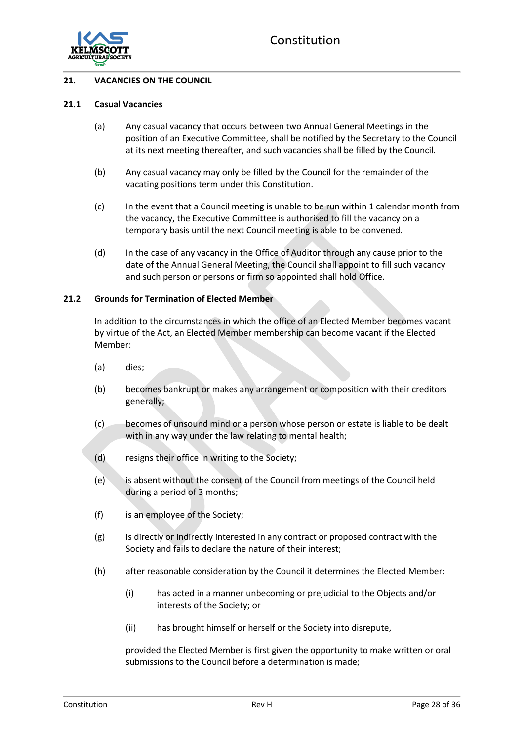## 21. VACANCIES ON THE COUNCIL

### 21.1 Casual Vacancies

(a) Any casual vacancy that occurs between two Annual General Meetings in the position of an Executive Committee, shall be notified by the Secretary to the Council at its next meeting thereafter, and such vacancies shall be filled by the Council.

(b) Any casual vacancy may only be filled by the Council for the remainder of the vacating positions term under this Constitution.

(c) In the event that a Council meeting is unable to be run within 1 calendar month from the vacancy, the Executive Committee is authorised to fill the vacancy on a temporary basis until the next Council meeting is able to be convened.

(d) In the case of any vacancy in the Office of Auditor through any cause prior to the date of the Annual General Meeting, the Council shall appoint to fill such vacancy and such person or persons or firm so appointed shall hold Office.

### 21.2 Grounds for Termination of Elected Member

In addition to the circumstances in which the office of an Elected Member becomes vacant by virtue of the Act, an Elected Member membership can become vacant if the Elected Member:

(a) dies;

(b) becomes bankrupt or makes any arrangement or composition with their creditors generally;

(c) becomes of unsound mind or a person whose person or estate is liable to be dealt with in any way under the law relating to mental health;

(d) resigns their office in writing to the Society;

(e) is absent without the consent of the Council from meetings of the Council held during a period of 3 months;

(f) is an employee of the Society;

(g) is directly or indirectly interested in any contract or proposed contract with the Society and fails to declare the nature of their interest;

(h) after reasonable consideration by the Council it determines the Elected Member:

  (i) has acted in a manner unbecoming or prejudicial to the Objects and/or interests of the Society; or

  (ii) has brought himself or herself or the Society into disrepute,

  provided the Elected Member is first given the opportunity to make written or oral submissions to the Council before a determination is made;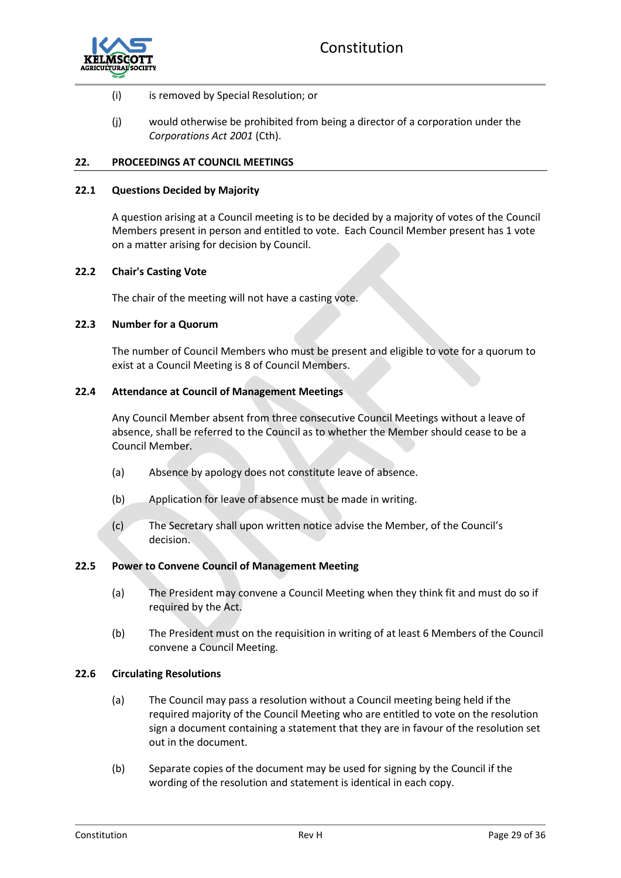(i) is removed by Special Resolution; or

(j) would otherwise be prohibited from being a director of a corporation under the *Corporations Act 2001* (Cth).

## 22. PROCEEDINGS AT COUNCIL MEETINGS

### 22.1 Questions Decided by Majority

A question arising at a Council meeting is to be decided by a majority of votes of the Council Members present in person and entitled to vote. Each Council Member present has 1 vote on a matter arising for decision by Council.

### 22.2 Chair's Casting Vote

The chair of the meeting will not have a casting vote.

### 22.3 Number for a Quorum

The number of Council Members who must be present and eligible to vote for a quorum to exist at a Council Meeting is 8 of Council Members.

### 22.4 Attendance at Council of Management Meetings

Any Council Member absent from three consecutive Council Meetings without a leave of absence, shall be referred to the Council as to whether the Member should cease to be a Council Member.

(a) Absence by apology does not constitute leave of absence.

(b) Application for leave of absence must be made in writing.

(c) The Secretary shall upon written notice advise the Member, of the Council's decision.

### 22.5 Power to Convene Council of Management Meeting

(a) The President may convene a Council Meeting when they think fit and must do so if required by the Act.

(b) The President must on the requisition in writing of at least 6 Members of the Council convene a Council Meeting.

### 22.6 Circulating Resolutions

(a) The Council may pass a resolution without a Council meeting being held if the required majority of the Council Meeting who are entitled to vote on the resolution sign a document containing a statement that they are in favour of the resolution set out in the document.

(b) Separate copies of the document may be used for signing by the Council if the wording of the resolution and statement is identical in each copy.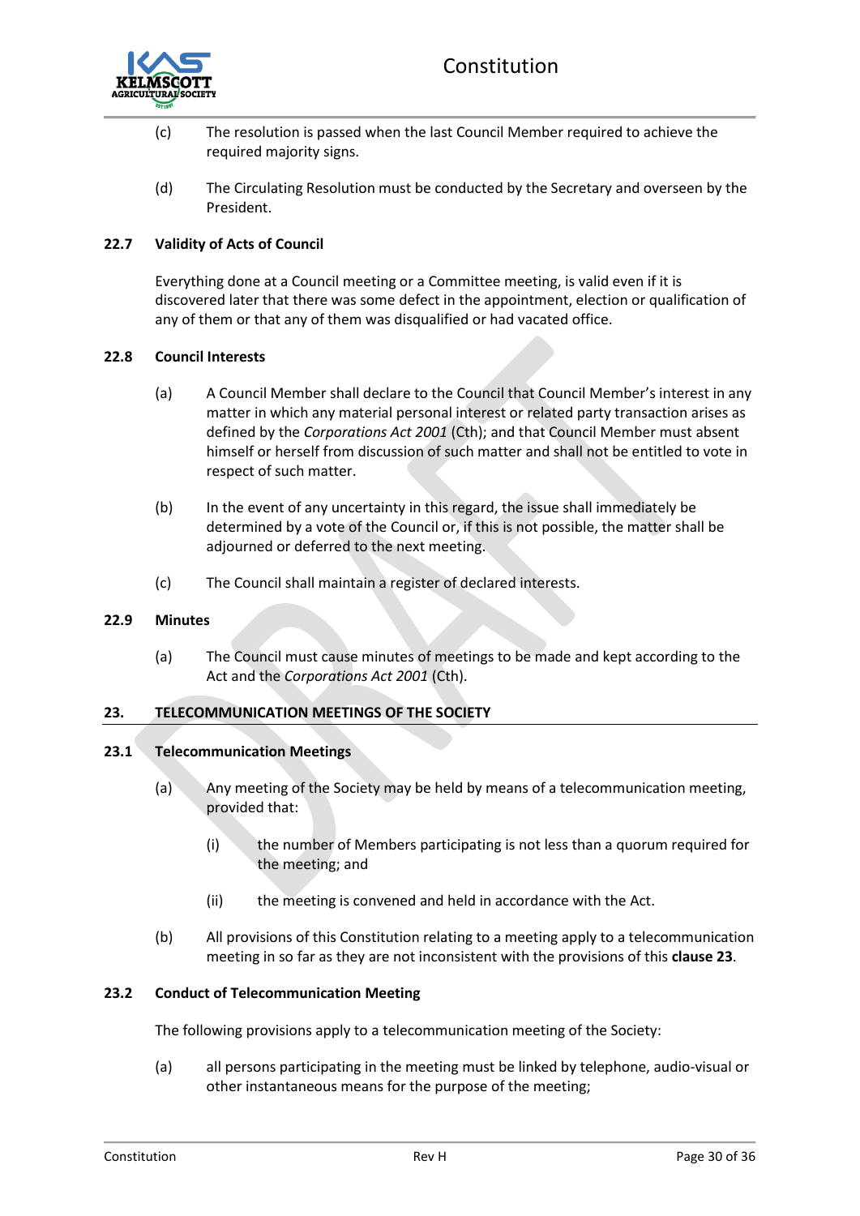(c) The resolution is passed when the last Council Member required to achieve the required majority signs.

(d) The Circulating Resolution must be conducted by the Secretary and overseen by the President.

**22.7 Validity of Acts of Council**

Everything done at a Council meeting or a Committee meeting, is valid even if it is discovered later that there was some defect in the appointment, election or qualification of any of them or that any of them was disqualified or had vacated office.

**22.8 Council Interests**

(a) A Council Member shall declare to the Council that Council Member's interest in any matter in which any material personal interest or related party transaction arises as defined by the *Corporations Act 2001* (Cth); and that Council Member must absent himself or herself from discussion of such matter and shall not be entitled to vote in respect of such matter.

(b) In the event of any uncertainty in this regard, the issue shall immediately be determined by a vote of the Council or, if this is not possible, the matter shall be adjourned or deferred to the next meeting.

(c) The Council shall maintain a register of declared interests.

**22.9 Minutes**

(a) The Council must cause minutes of meetings to be made and kept according to the Act and the *Corporations Act 2001* (Cth).

## 23. TELECOMMUNICATION MEETINGS OF THE SOCIETY

**23.1 Telecommunication Meetings**

(a) Any meeting of the Society may be held by means of a telecommunication meeting, provided that:

  (i) the number of Members participating is not less than a quorum required for the meeting; and

  (ii) the meeting is convened and held in accordance with the Act.

(b) All provisions of this Constitution relating to a meeting apply to a telecommunication meeting in so far as they are not inconsistent with the provisions of this **clause 23**.

**23.2 Conduct of Telecommunication Meeting**

The following provisions apply to a telecommunication meeting of the Society:

(a) all persons participating in the meeting must be linked by telephone, audio-visual or other instantaneous means for the purpose of the meeting;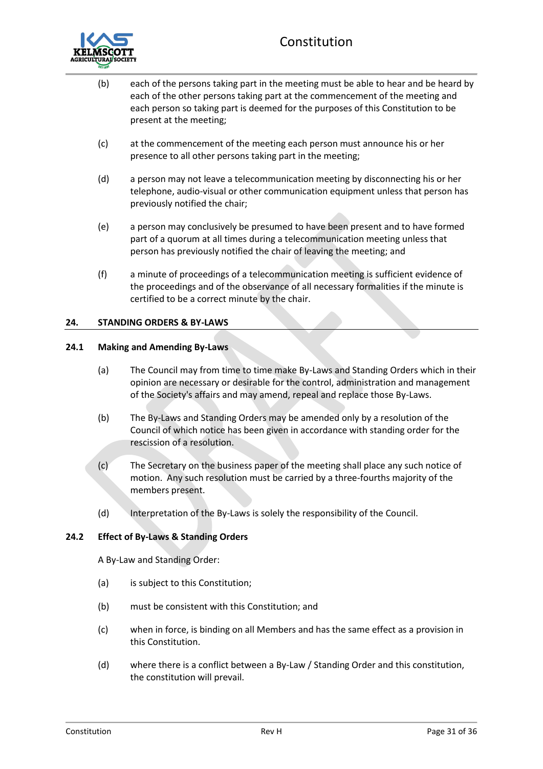(b) each of the persons taking part in the meeting must be able to hear and be heard by each of the other persons taking part at the commencement of the meeting and each person so taking part is deemed for the purposes of this Constitution to be present at the meeting;

(c) at the commencement of the meeting each person must announce his or her presence to all other persons taking part in the meeting;

(d) a person may not leave a telecommunication meeting by disconnecting his or her telephone, audio-visual or other communication equipment unless that person has previously notified the chair;

(e) a person may conclusively be presumed to have been present and to have formed part of a quorum at all times during a telecommunication meeting unless that person has previously notified the chair of leaving the meeting; and

(f) a minute of proceedings of a telecommunication meeting is sufficient evidence of the proceedings and of the observance of all necessary formalities if the minute is certified to be a correct minute by the chair.

## 24. STANDING ORDERS & BY-LAWS

### 24.1 Making and Amending By-Laws

(a) The Council may from time to time make By-Laws and Standing Orders which in their opinion are necessary or desirable for the control, administration and management of the Society's affairs and may amend, repeal and replace those By-Laws.

(b) The By-Laws and Standing Orders may be amended only by a resolution of the Council of which notice has been given in accordance with standing order for the rescission of a resolution.

(c) The Secretary on the business paper of the meeting shall place any such notice of motion. Any such resolution must be carried by a three-fourths majority of the members present.

(d) Interpretation of the By-Laws is solely the responsibility of the Council.

### 24.2 Effect of By-Laws & Standing Orders

A By-Law and Standing Order:

(a) is subject to this Constitution;

(b) must be consistent with this Constitution; and

(c) when in force, is binding on all Members and has the same effect as a provision in this Constitution.

(d) where there is a conflict between a By-Law / Standing Order and this constitution, the constitution will prevail.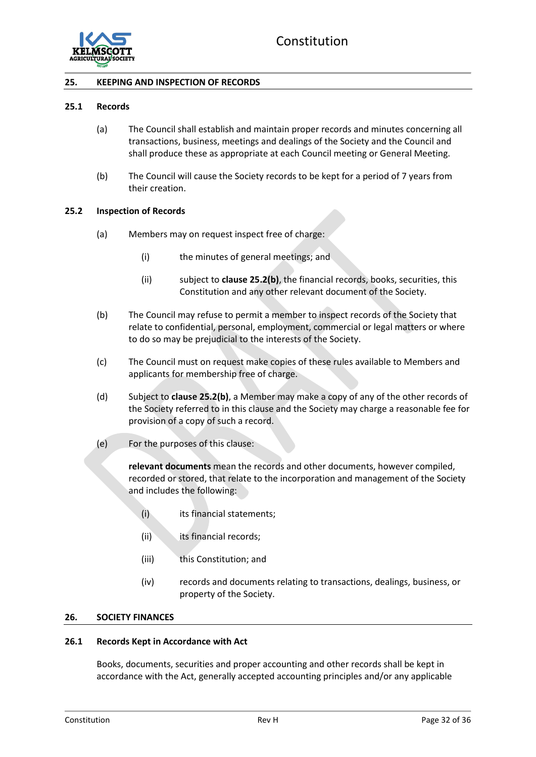## 25. KEEPING AND INSPECTION OF RECORDS

### 25.1 Records

(a) The Council shall establish and maintain proper records and minutes concerning all transactions, business, meetings and dealings of the Society and the Council and shall produce these as appropriate at each Council meeting or General Meeting.

(b) The Council will cause the Society records to be kept for a period of 7 years from their creation.

### 25.2 Inspection of Records

(a) Members may on request inspect free of charge:

(i) the minutes of general meetings; and

(ii) subject to **clause 25.2(b)**, the financial records, books, securities, this Constitution and any other relevant document of the Society.

(b) The Council may refuse to permit a member to inspect records of the Society that relate to confidential, personal, employment, commercial or legal matters or where to do so may be prejudicial to the interests of the Society.

(c) The Council must on request make copies of these rules available to Members and applicants for membership free of charge.

(d) Subject to **clause 25.2(b)**, a Member may make a copy of any of the other records of the Society referred to in this clause and the Society may charge a reasonable fee for provision of a copy of such a record.

(e) For the purposes of this clause:

**relevant documents** mean the records and other documents, however compiled, recorded or stored, that relate to the incorporation and management of the Society and includes the following:

(i) its financial statements;

(ii) its financial records;

(iii) this Constitution; and

(iv) records and documents relating to transactions, dealings, business, or property of the Society.

## 26. SOCIETY FINANCES

### 26.1 Records Kept in Accordance with Act

Books, documents, securities and proper accounting and other records shall be kept in accordance with the Act, generally accepted accounting principles and/or any applicable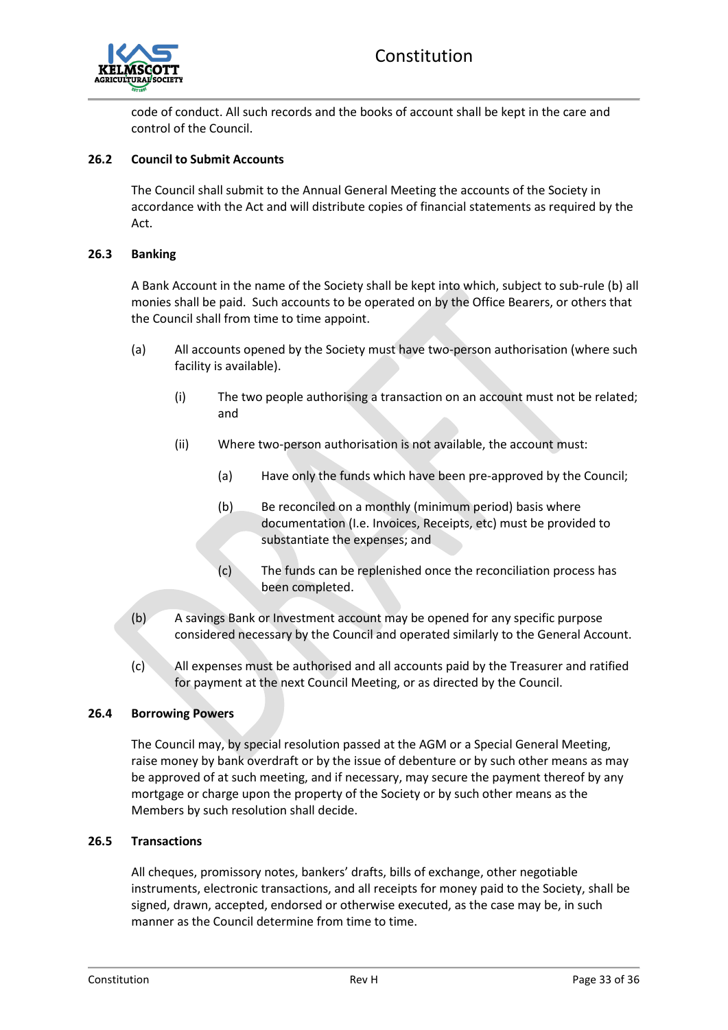code of conduct. All such records and the books of account shall be kept in the care and control of the Council.

### 26.2 Council to Submit Accounts

The Council shall submit to the Annual General Meeting the accounts of the Society in accordance with the Act and will distribute copies of financial statements as required by the Act.

### 26.3 Banking

A Bank Account in the name of the Society shall be kept into which, subject to sub-rule (b) all monies shall be paid. Such accounts to be operated on by the Office Bearers, or others that the Council shall from time to time appoint.

(a) All accounts opened by the Society must have two-person authorisation (where such facility is available).

   (i) The two people authorising a transaction on an account must not be related; and

   (ii) Where two-person authorisation is not available, the account must:

      (a) Have only the funds which have been pre-approved by the Council;

      (b) Be reconciled on a monthly (minimum period) basis where documentation (I.e. Invoices, Receipts, etc) must be provided to substantiate the expenses; and

      (c) The funds can be replenished once the reconciliation process has been completed.

(b) A savings Bank or Investment account may be opened for any specific purpose considered necessary by the Council and operated similarly to the General Account.

(c) All expenses must be authorised and all accounts paid by the Treasurer and ratified for payment at the next Council Meeting, or as directed by the Council.

### 26.4 Borrowing Powers

The Council may, by special resolution passed at the AGM or a Special General Meeting, raise money by bank overdraft or by the issue of debenture or by such other means as may be approved of at such meeting, and if necessary, may secure the payment thereof by any mortgage or charge upon the property of the Society or by such other means as the Members by such resolution shall decide.

### 26.5 Transactions

All cheques, promissory notes, bankers' drafts, bills of exchange, other negotiable instruments, electronic transactions, and all receipts for money paid to the Society, shall be signed, drawn, accepted, endorsed or otherwise executed, as the case may be, in such manner as the Council determine from time to time.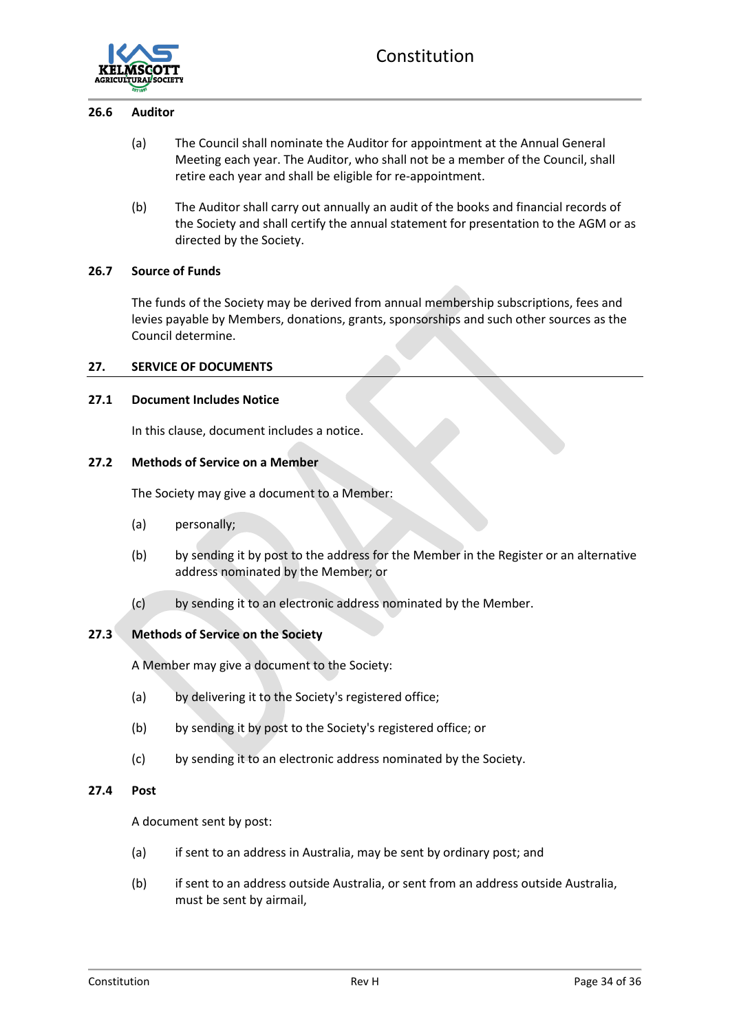### 26.6 Auditor

(a) The Council shall nominate the Auditor for appointment at the Annual General Meeting each year. The Auditor, who shall not be a member of the Council, shall retire each year and shall be eligible for re-appointment.

(b) The Auditor shall carry out annually an audit of the books and financial records of the Society and shall certify the annual statement for presentation to the AGM or as directed by the Society.

### 26.7 Source of Funds

The funds of the Society may be derived from annual membership subscriptions, fees and levies payable by Members, donations, grants, sponsorships and such other sources as the Council determine.

## 27. SERVICE OF DOCUMENTS

### 27.1 Document Includes Notice

In this clause, document includes a notice.

### 27.2 Methods of Service on a Member

The Society may give a document to a Member:

(a) personally;

(b) by sending it by post to the address for the Member in the Register or an alternative address nominated by the Member; or

(c) by sending it to an electronic address nominated by the Member.

### 27.3 Methods of Service on the Society

A Member may give a document to the Society:

(a) by delivering it to the Society's registered office;

(b) by sending it by post to the Society's registered office; or

(c) by sending it to an electronic address nominated by the Society.

### 27.4 Post

A document sent by post:

(a) if sent to an address in Australia, may be sent by ordinary post; and

(b) if sent to an address outside Australia, or sent from an address outside Australia, must be sent by airmail,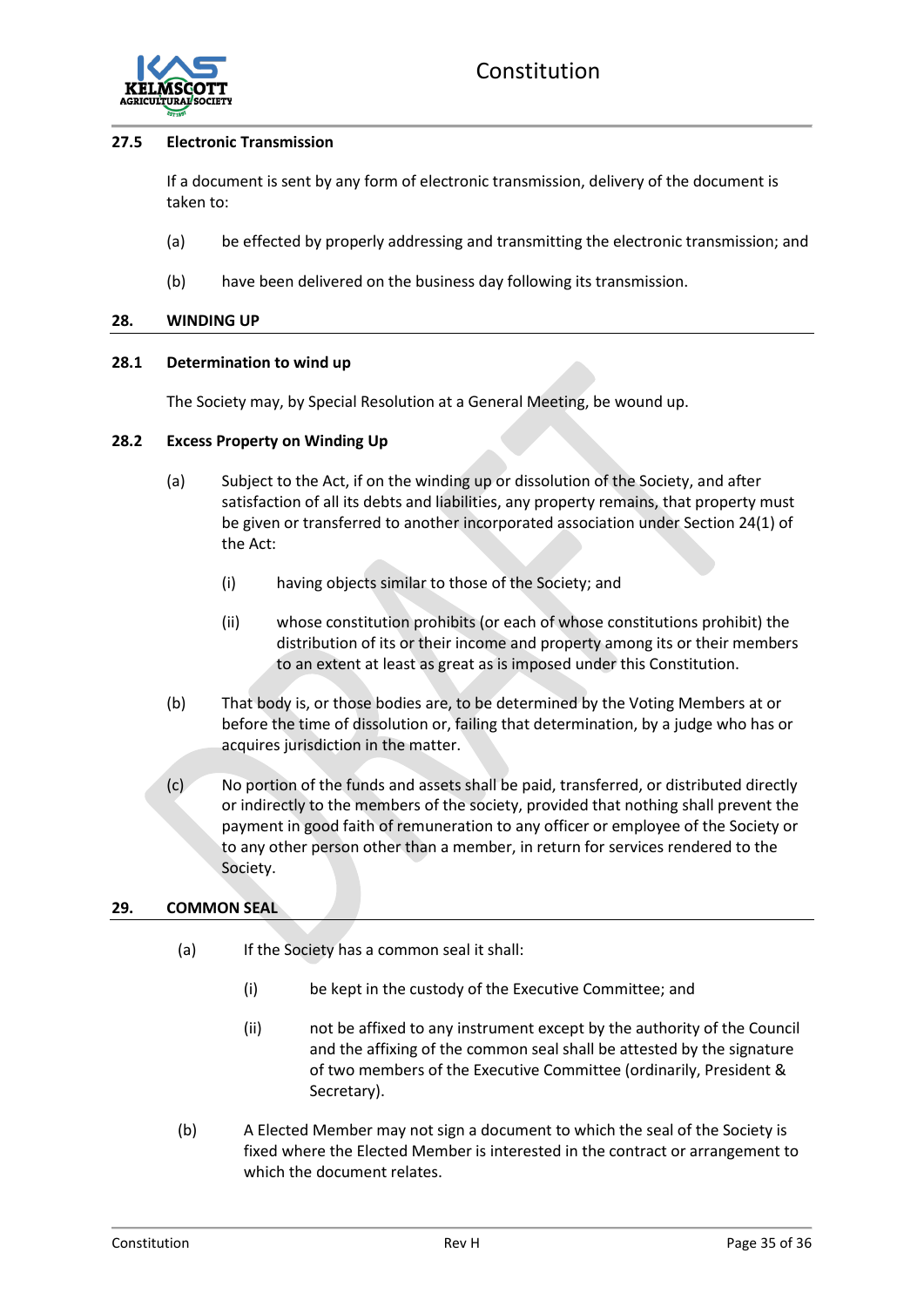### 27.5 Electronic Transmission

If a document is sent by any form of electronic transmission, delivery of the document is taken to:

(a) be effected by properly addressing and transmitting the electronic transmission; and

(b) have been delivered on the business day following its transmission.

## 28. WINDING UP

### 28.1 Determination to wind up

The Society may, by Special Resolution at a General Meeting, be wound up.

### 28.2 Excess Property on Winding Up

(a) Subject to the Act, if on the winding up or dissolution of the Society, and after satisfaction of all its debts and liabilities, any property remains, that property must be given or transferred to another incorporated association under Section 24(1) of the Act:

(i) having objects similar to those of the Society; and

(ii) whose constitution prohibits (or each of whose constitutions prohibit) the distribution of its or their income and property among its or their members to an extent at least as great as is imposed under this Constitution.

(b) That body is, or those bodies are, to be determined by the Voting Members at or before the time of dissolution or, failing that determination, by a judge who has or acquires jurisdiction in the matter.

(c) No portion of the funds and assets shall be paid, transferred, or distributed directly or indirectly to the members of the society, provided that nothing shall prevent the payment in good faith of remuneration to any officer or employee of the Society or to any other person other than a member, in return for services rendered to the Society.

## 29. COMMON SEAL

(a) If the Society has a common seal it shall:

(i) be kept in the custody of the Executive Committee; and

(ii) not be affixed to any instrument except by the authority of the Council and the affixing of the common seal shall be attested by the signature of two members of the Executive Committee (ordinarily, President & Secretary).

(b) A Elected Member may not sign a document to which the seal of the Society is fixed where the Elected Member is interested in the contract or arrangement to which the document relates.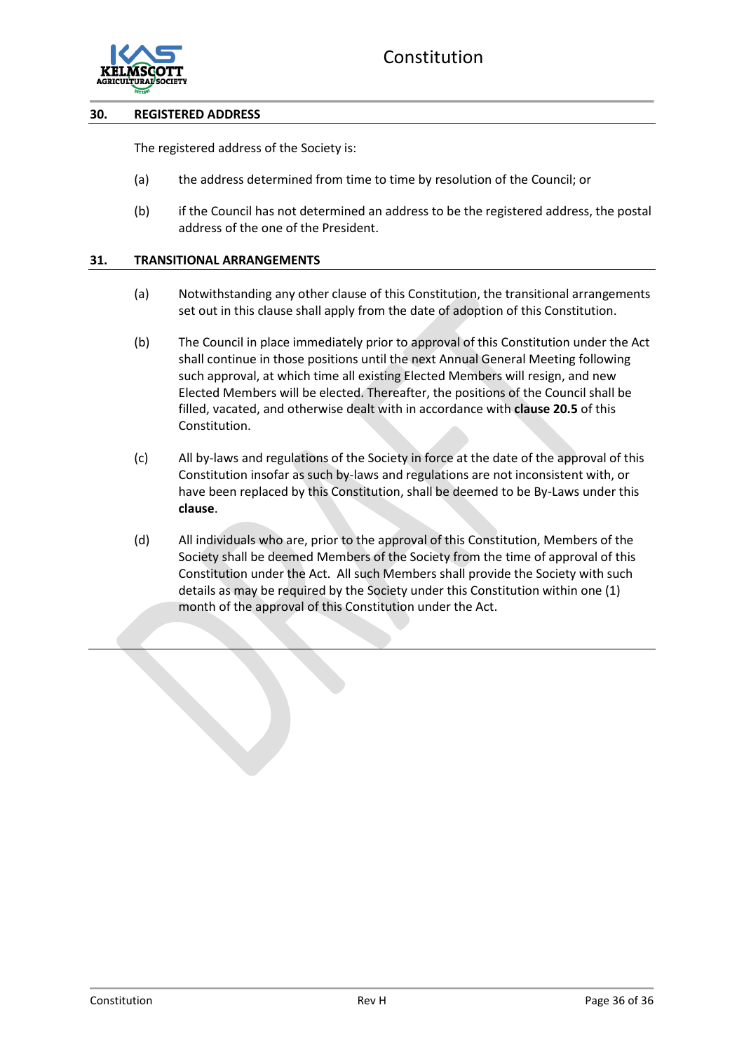## 30. REGISTERED ADDRESS

The registered address of the Society is:

(a) the address determined from time to time by resolution of the Council; or

(b) if the Council has not determined an address to be the registered address, the postal address of the one of the President.

## 31. TRANSITIONAL ARRANGEMENTS

(a) Notwithstanding any other clause of this Constitution, the transitional arrangements set out in this clause shall apply from the date of adoption of this Constitution.

(b) The Council in place immediately prior to approval of this Constitution under the Act shall continue in those positions until the next Annual General Meeting following such approval, at which time all existing Elected Members will resign, and new Elected Members will be elected. Thereafter, the positions of the Council shall be filled, vacated, and otherwise dealt with in accordance with **clause 20.5** of this Constitution.

(c) All by-laws and regulations of the Society in force at the date of the approval of this Constitution insofar as such by-laws and regulations are not inconsistent with, or have been replaced by this Constitution, shall be deemed to be By-Laws under this **clause**.

(d) All individuals who are, prior to the approval of this Constitution, Members of the Society shall be deemed Members of the Society from the time of approval of this Constitution under the Act. All such Members shall provide the Society with such details as may be required by the Society under this Constitution within one (1) month of the approval of this Constitution under the Act.